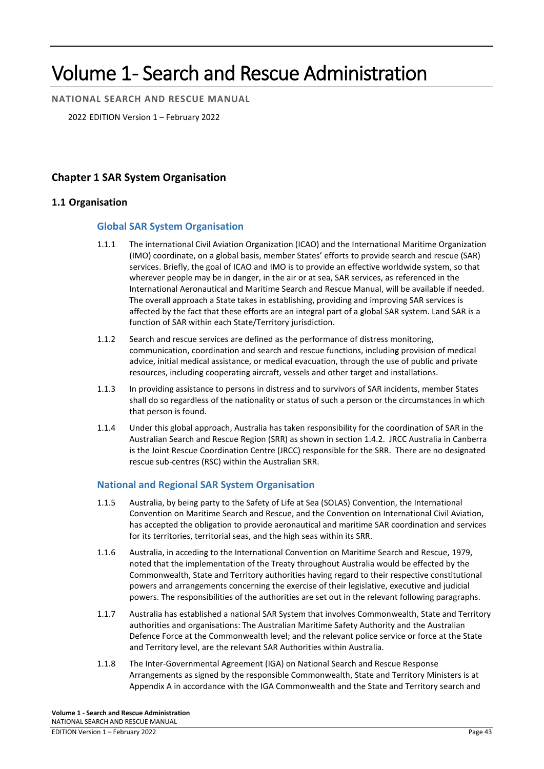# Volume 1- Search and Rescue Administration

**NATIONAL SEARCH AND RESCUE MANUAL**

2022 EDITION Version 1 – February 2022

## Chapter 1 SAR System Organisation

### 1.1 Organisation

#### Global SAR System Organisation

1.1.1 The international Civil Aviation Organization (ICAO) and the International Maritime Organization (IMO) coordinate, on a global basis, member States' efforts to provide search and rescue (SAR) services. Briefly, the goal of ICAO and IMO is to provide an effective worldwide system, so that wherever people may be in danger, in the air or at sea, SAR services, as referenced in the International Aeronautical and Maritime Search and Rescue Manual, will be available if needed. The overall approach a State takes in establishing, providing and improving SAR services is affected by the fact that these efforts are an integral part of a global SAR system. Land SAR is a function of SAR within each State/Territory jurisdiction.

1.1.2 Search and rescue services are defined as the performance of distress monitoring, communication, coordination and search and rescue functions, including provision of medical advice, initial medical assistance, or medical evacuation, through the use of public and private resources, including cooperating aircraft, vessels and other target and installations.

1.1.3 In providing assistance to persons in distress and to survivors of SAR incidents, member States shall do so regardless of the nationality or status of such a person or the circumstances in which that person is found.

1.1.4 Under this global approach, Australia has taken responsibility for the coordination of SAR in the Australian Search and Rescue Region (SRR) as shown in section 1.4.2. JRCC Australia in Canberra is the Joint Rescue Coordination Centre (JRCC) responsible for the SRR. There are no designated rescue sub-centres (RSC) within the Australian SRR.

#### National and Regional SAR System Organisation

1.1.5 Australia, by being party to the Safety of Life at Sea (SOLAS) Convention, the International Convention on Maritime Search and Rescue, and the Convention on International Civil Aviation, has accepted the obligation to provide aeronautical and maritime SAR coordination and services for its territories, territorial seas, and the high seas within its SRR.

1.1.6 Australia, in acceding to the International Convention on Maritime Search and Rescue, 1979, noted that the implementation of the Treaty throughout Australia would be effected by the Commonwealth, State and Territory authorities having regard to their respective constitutional powers and arrangements concerning the exercise of their legislative, executive and judicial powers. The responsibilities of the authorities are set out in the relevant following paragraphs.

1.1.7 Australia has established a national SAR System that involves Commonwealth, State and Territory authorities and organisations: The Australian Maritime Safety Authority and the Australian Defence Force at the Commonwealth level; and the relevant police service or force at the State and Territory level, are the relevant SAR Authorities within Australia.

1.1.8 The Inter-Governmental Agreement (IGA) on National Search and Rescue Response Arrangements as signed by the responsible Commonwealth, State and Territory Ministers is at Appendix A in accordance with the IGA Commonwealth and the State and Territory search and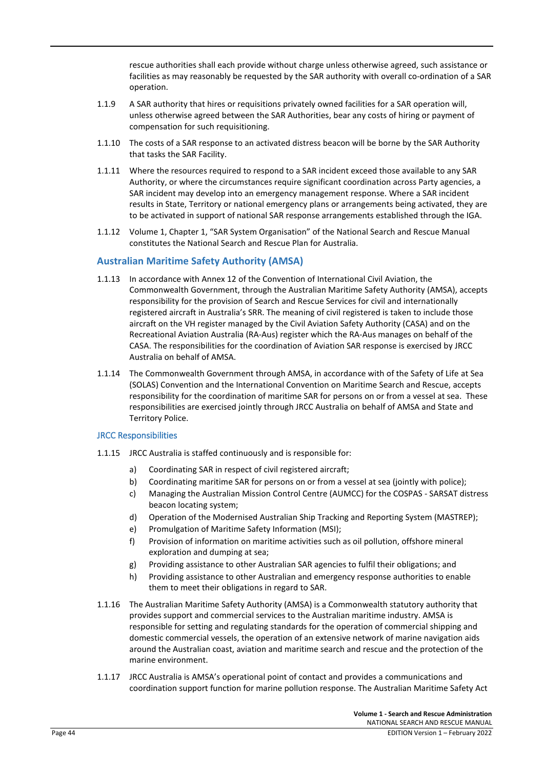rescue authorities shall each provide without charge unless otherwise agreed, such assistance or facilities as may reasonably be requested by the SAR authority with overall co-ordination of a SAR operation.

1.1.9 A SAR authority that hires or requisitions privately owned facilities for a SAR operation will, unless otherwise agreed between the SAR Authorities, bear any costs of hiring or payment of compensation for such requisitioning.

1.1.10 The costs of a SAR response to an activated distress beacon will be borne by the SAR Authority that tasks the SAR Facility.

1.1.11 Where the resources required to respond to a SAR incident exceed those available to any SAR Authority, or where the circumstances require significant coordination across Party agencies, a SAR incident may develop into an emergency management response. Where a SAR incident results in State, Territory or national emergency plans or arrangements being activated, they are to be activated in support of national SAR response arrangements established through the IGA.

1.1.12 Volume 1, Chapter 1, "SAR System Organisation" of the National Search and Rescue Manual constitutes the National Search and Rescue Plan for Australia.

## Australian Maritime Safety Authority (AMSA)

1.1.13 In accordance with Annex 12 of the Convention of International Civil Aviation, the Commonwealth Government, through the Australian Maritime Safety Authority (AMSA), accepts responsibility for the provision of Search and Rescue Services for civil and internationally registered aircraft in Australia's SRR. The meaning of civil registered is taken to include those aircraft on the VH register managed by the Civil Aviation Safety Authority (CASA) and on the Recreational Aviation Australia (RA-Aus) register which the RA-Aus manages on behalf of the CASA. The responsibilities for the coordination of Aviation SAR response is exercised by JRCC Australia on behalf of AMSA.

1.1.14 The Commonwealth Government through AMSA, in accordance with of the Safety of Life at Sea (SOLAS) Convention and the International Convention on Maritime Search and Rescue, accepts responsibility for the coordination of maritime SAR for persons on or from a vessel at sea. These responsibilities are exercised jointly through JRCC Australia on behalf of AMSA and State and Territory Police.

### JRCC Responsibilities

1.1.15 JRCC Australia is staffed continuously and is responsible for:

a) Coordinating SAR in respect of civil registered aircraft;
b) Coordinating maritime SAR for persons on or from a vessel at sea (jointly with police);
c) Managing the Australian Mission Control Centre (AUMCC) for the COSPAS - SARSAT distress beacon locating system;
d) Operation of the Modernised Australian Ship Tracking and Reporting System (MASTREP);
e) Promulgation of Maritime Safety Information (MSI);
f) Provision of information on maritime activities such as oil pollution, offshore mineral exploration and dumping at sea;
g) Providing assistance to other Australian SAR agencies to fulfil their obligations; and
h) Providing assistance to other Australian and emergency response authorities to enable them to meet their obligations in regard to SAR.

1.1.16 The Australian Maritime Safety Authority (AMSA) is a Commonwealth statutory authority that provides support and commercial services to the Australian maritime industry. AMSA is responsible for setting and regulating standards for the operation of commercial shipping and domestic commercial vessels, the operation of an extensive network of marine navigation aids around the Australian coast, aviation and maritime search and rescue and the protection of the marine environment.

1.1.17 JRCC Australia is AMSA's operational point of contact and provides a communications and coordination support function for marine pollution response. The Australian Maritime Safety Act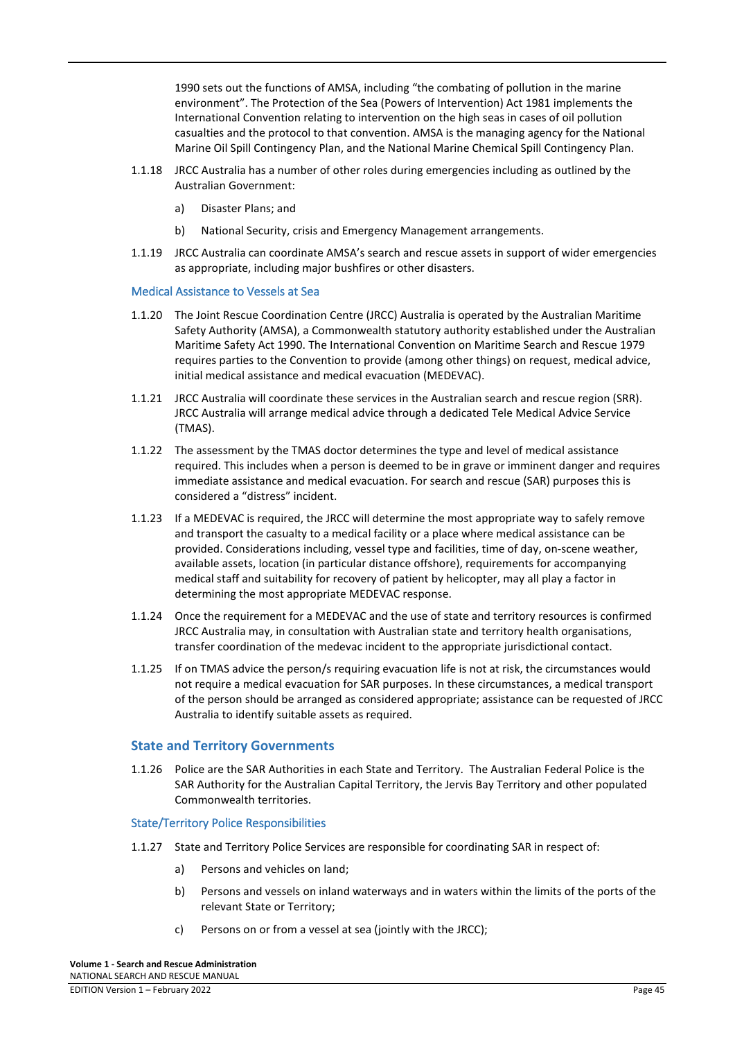1990 sets out the functions of AMSA, including "the combating of pollution in the marine environment". The Protection of the Sea (Powers of Intervention) Act 1981 implements the International Convention relating to intervention on the high seas in cases of oil pollution casualties and the protocol to that convention. AMSA is the managing agency for the National Marine Oil Spill Contingency Plan, and the National Marine Chemical Spill Contingency Plan.

1.1.18 JRCC Australia has a number of other roles during emergencies including as outlined by the Australian Government:

a) Disaster Plans; and

b) National Security, crisis and Emergency Management arrangements.

1.1.19 JRCC Australia can coordinate AMSA's search and rescue assets in support of wider emergencies as appropriate, including major bushfires or other disasters.

### Medical Assistance to Vessels at Sea

1.1.20 The Joint Rescue Coordination Centre (JRCC) Australia is operated by the Australian Maritime Safety Authority (AMSA), a Commonwealth statutory authority established under the Australian Maritime Safety Act 1990. The International Convention on Maritime Search and Rescue 1979 requires parties to the Convention to provide (among other things) on request, medical advice, initial medical assistance and medical evacuation (MEDEVAC).

1.1.21 JRCC Australia will coordinate these services in the Australian search and rescue region (SRR). JRCC Australia will arrange medical advice through a dedicated Tele Medical Advice Service (TMAS).

1.1.22 The assessment by the TMAS doctor determines the type and level of medical assistance required. This includes when a person is deemed to be in grave or imminent danger and requires immediate assistance and medical evacuation. For search and rescue (SAR) purposes this is considered a "distress" incident.

1.1.23 If a MEDEVAC is required, the JRCC will determine the most appropriate way to safely remove and transport the casualty to a medical facility or a place where medical assistance can be provided. Considerations including, vessel type and facilities, time of day, on-scene weather, available assets, location (in particular distance offshore), requirements for accompanying medical staff and suitability for recovery of patient by helicopter, may all play a factor in determining the most appropriate MEDEVAC response.

1.1.24 Once the requirement for a MEDEVAC and the use of state and territory resources is confirmed JRCC Australia may, in consultation with Australian state and territory health organisations, transfer coordination of the medevac incident to the appropriate jurisdictional contact.

1.1.25 If on TMAS advice the person/s requiring evacuation life is not at risk, the circumstances would not require a medical evacuation for SAR purposes. In these circumstances, a medical transport of the person should be arranged as considered appropriate; assistance can be requested of JRCC Australia to identify suitable assets as required.

## State and Territory Governments

1.1.26 Police are the SAR Authorities in each State and Territory. The Australian Federal Police is the SAR Authority for the Australian Capital Territory, the Jervis Bay Territory and other populated Commonwealth territories.

### State/Territory Police Responsibilities

1.1.27 State and Territory Police Services are responsible for coordinating SAR in respect of:

a) Persons and vehicles on land;

b) Persons and vessels on inland waterways and in waters within the limits of the ports of the relevant State or Territory;

c) Persons on or from a vessel at sea (jointly with the JRCC);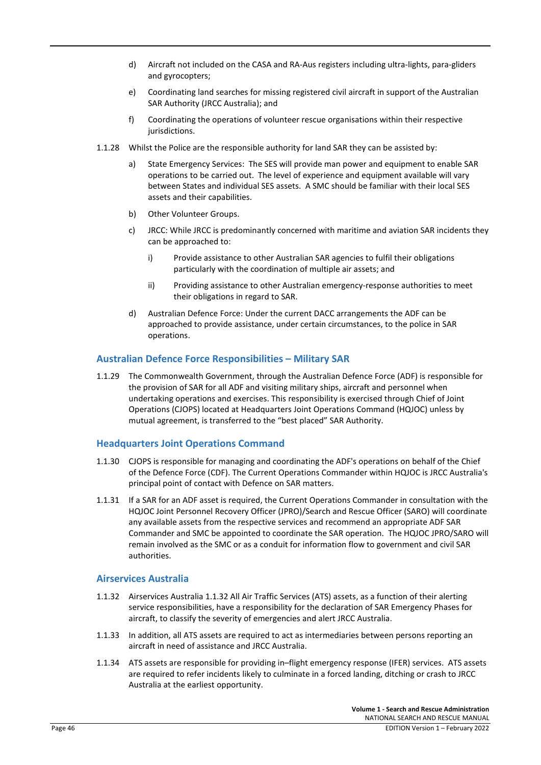d) Aircraft not included on the CASA and RA-Aus registers including ultra-lights, para-gliders and gyrocopters;

e) Coordinating land searches for missing registered civil aircraft in support of the Australian SAR Authority (JRCC Australia); and

f) Coordinating the operations of volunteer rescue organisations within their respective jurisdictions.

1.1.28 Whilst the Police are the responsible authority for land SAR they can be assisted by:

a) State Emergency Services: The SES will provide man power and equipment to enable SAR operations to be carried out. The level of experience and equipment available will vary between States and individual SES assets. A SMC should be familiar with their local SES assets and their capabilities.

b) Other Volunteer Groups.

c) JRCC: While JRCC is predominantly concerned with maritime and aviation SAR incidents they can be approached to:

i) Provide assistance to other Australian SAR agencies to fulfil their obligations particularly with the coordination of multiple air assets; and

ii) Providing assistance to other Australian emergency-response authorities to meet their obligations in regard to SAR.

d) Australian Defence Force: Under the current DACC arrangements the ADF can be approached to provide assistance, under certain circumstances, to the police in SAR operations.

## Australian Defence Force Responsibilities – Military SAR

1.1.29 The Commonwealth Government, through the Australian Defence Force (ADF) is responsible for the provision of SAR for all ADF and visiting military ships, aircraft and personnel when undertaking operations and exercises. This responsibility is exercised through Chief of Joint Operations (CJOPS) located at Headquarters Joint Operations Command (HQJOC) unless by mutual agreement, is transferred to the "best placed" SAR Authority.

## Headquarters Joint Operations Command

1.1.30 CJOPS is responsible for managing and coordinating the ADF's operations on behalf of the Chief of the Defence Force (CDF). The Current Operations Commander within HQJOC is JRCC Australia's principal point of contact with Defence on SAR matters.

1.1.31 If a SAR for an ADF asset is required, the Current Operations Commander in consultation with the HQJOC Joint Personnel Recovery Officer (JPRO)/Search and Rescue Officer (SARO) will coordinate any available assets from the respective services and recommend an appropriate ADF SAR Commander and SMC be appointed to coordinate the SAR operation. The HQJOC JPRO/SARO will remain involved as the SMC or as a conduit for information flow to government and civil SAR authorities.

## Airservices Australia

1.1.32 Airservices Australia 1.1.32 All Air Traffic Services (ATS) assets, as a function of their alerting service responsibilities, have a responsibility for the declaration of SAR Emergency Phases for aircraft, to classify the severity of emergencies and alert JRCC Australia.

1.1.33 In addition, all ATS assets are required to act as intermediaries between persons reporting an aircraft in need of assistance and JRCC Australia.

1.1.34 ATS assets are responsible for providing in–flight emergency response (IFER) services. ATS assets are required to refer incidents likely to culminate in a forced landing, ditching or crash to JRCC Australia at the earliest opportunity.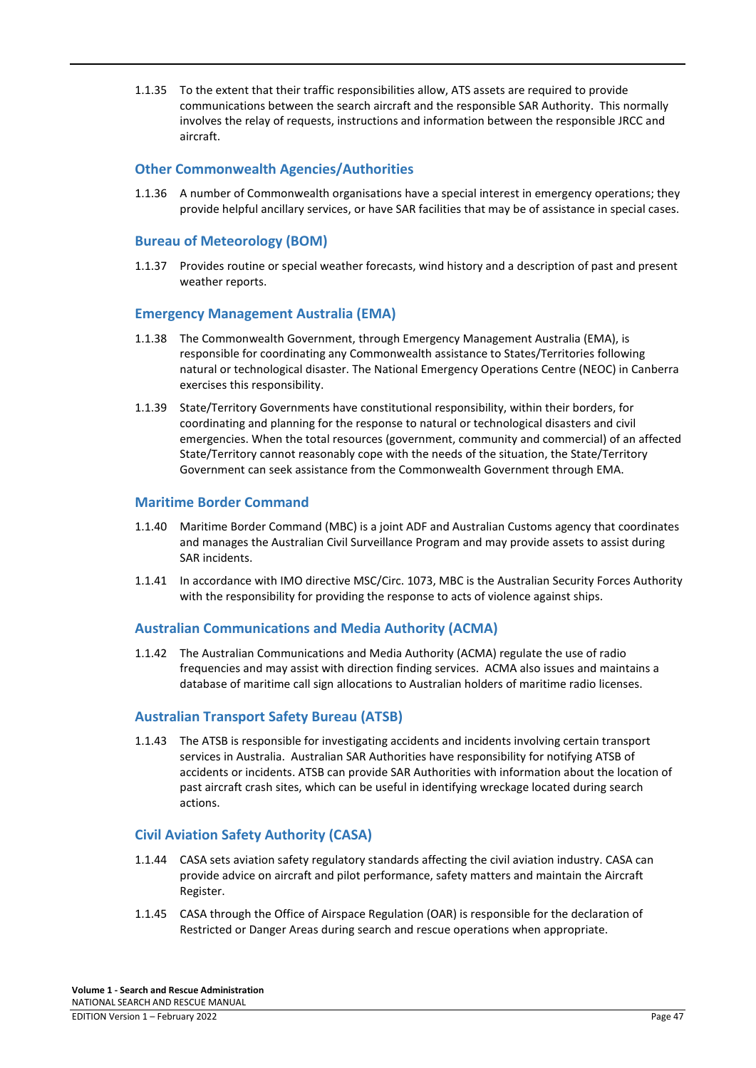1.1.35 To the extent that their traffic responsibilities allow, ATS assets are required to provide communications between the search aircraft and the responsible SAR Authority. This normally involves the relay of requests, instructions and information between the responsible JRCC and aircraft.

### Other Commonwealth Agencies/Authorities

1.1.36 A number of Commonwealth organisations have a special interest in emergency operations; they provide helpful ancillary services, or have SAR facilities that may be of assistance in special cases.

### Bureau of Meteorology (BOM)

1.1.37 Provides routine or special weather forecasts, wind history and a description of past and present weather reports.

### Emergency Management Australia (EMA)

1.1.38 The Commonwealth Government, through Emergency Management Australia (EMA), is responsible for coordinating any Commonwealth assistance to States/Territories following natural or technological disaster. The National Emergency Operations Centre (NEOC) in Canberra exercises this responsibility.

1.1.39 State/Territory Governments have constitutional responsibility, within their borders, for coordinating and planning for the response to natural or technological disasters and civil emergencies. When the total resources (government, community and commercial) of an affected State/Territory cannot reasonably cope with the needs of the situation, the State/Territory Government can seek assistance from the Commonwealth Government through EMA.

### Maritime Border Command

1.1.40 Maritime Border Command (MBC) is a joint ADF and Australian Customs agency that coordinates and manages the Australian Civil Surveillance Program and may provide assets to assist during SAR incidents.

1.1.41 In accordance with IMO directive MSC/Circ. 1073, MBC is the Australian Security Forces Authority with the responsibility for providing the response to acts of violence against ships.

### Australian Communications and Media Authority (ACMA)

1.1.42 The Australian Communications and Media Authority (ACMA) regulate the use of radio frequencies and may assist with direction finding services. ACMA also issues and maintains a database of maritime call sign allocations to Australian holders of maritime radio licenses.

### Australian Transport Safety Bureau (ATSB)

1.1.43 The ATSB is responsible for investigating accidents and incidents involving certain transport services in Australia. Australian SAR Authorities have responsibility for notifying ATSB of accidents or incidents. ATSB can provide SAR Authorities with information about the location of past aircraft crash sites, which can be useful in identifying wreckage located during search actions.

### Civil Aviation Safety Authority (CASA)

1.1.44 CASA sets aviation safety regulatory standards affecting the civil aviation industry. CASA can provide advice on aircraft and pilot performance, safety matters and maintain the Aircraft Register.

1.1.45 CASA through the Office of Airspace Regulation (OAR) is responsible for the declaration of Restricted or Danger Areas during search and rescue operations when appropriate.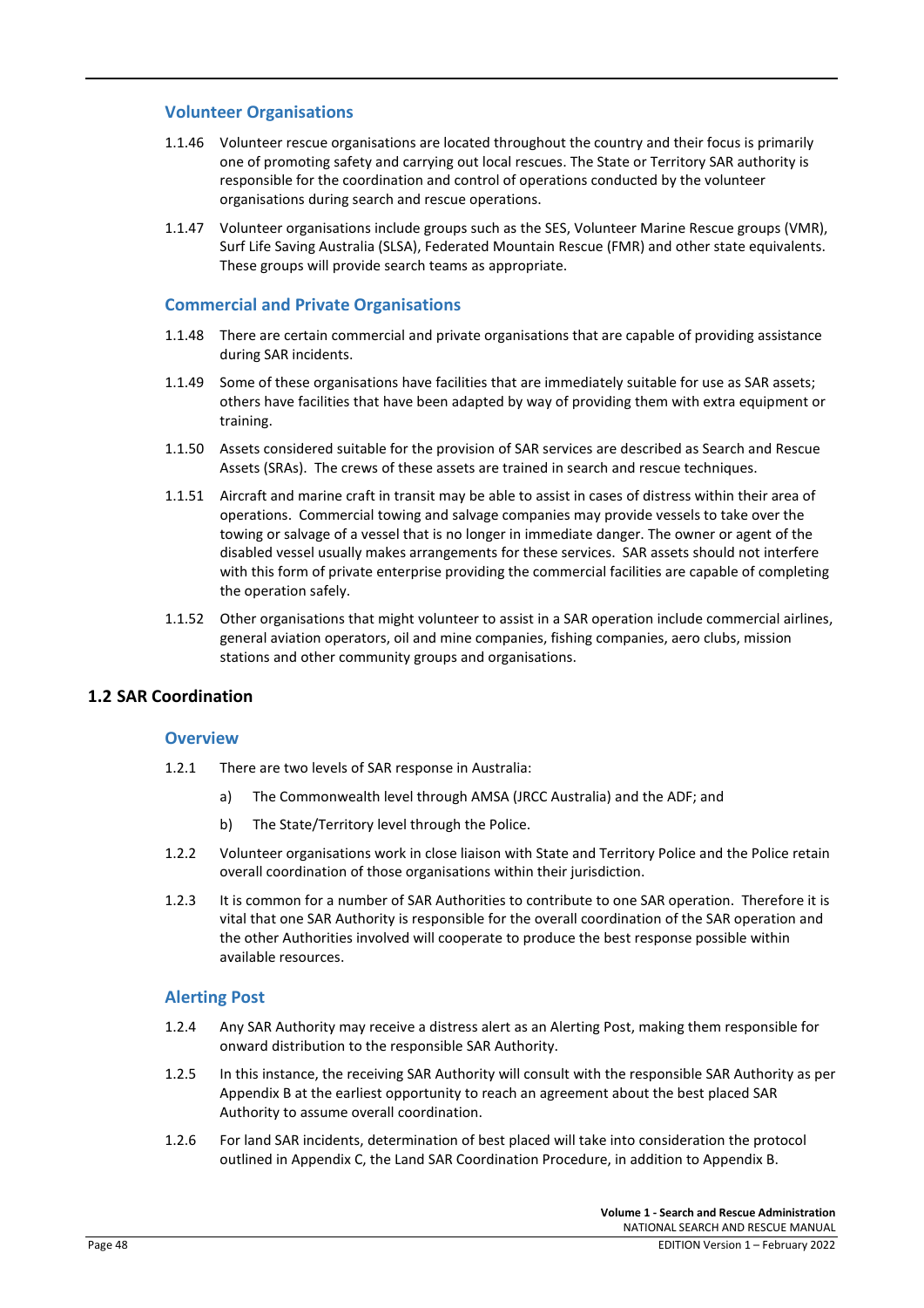### Volunteer Organisations

1.1.46 Volunteer rescue organisations are located throughout the country and their focus is primarily one of promoting safety and carrying out local rescues. The State or Territory SAR authority is responsible for the coordination and control of operations conducted by the volunteer organisations during search and rescue operations.

1.1.47 Volunteer organisations include groups such as the SES, Volunteer Marine Rescue groups (VMR), Surf Life Saving Australia (SLSA), Federated Mountain Rescue (FMR) and other state equivalents. These groups will provide search teams as appropriate.

### Commercial and Private Organisations

1.1.48 There are certain commercial and private organisations that are capable of providing assistance during SAR incidents.

1.1.49 Some of these organisations have facilities that are immediately suitable for use as SAR assets; others have facilities that have been adapted by way of providing them with extra equipment or training.

1.1.50 Assets considered suitable for the provision of SAR services are described as Search and Rescue Assets (SRAs). The crews of these assets are trained in search and rescue techniques.

1.1.51 Aircraft and marine craft in transit may be able to assist in cases of distress within their area of operations. Commercial towing and salvage companies may provide vessels to take over the towing or salvage of a vessel that is no longer in immediate danger. The owner or agent of the disabled vessel usually makes arrangements for these services. SAR assets should not interfere with this form of private enterprise providing the commercial facilities are capable of completing the operation safely.

1.1.52 Other organisations that might volunteer to assist in a SAR operation include commercial airlines, general aviation operators, oil and mine companies, fishing companies, aero clubs, mission stations and other community groups and organisations.

## 1.2 SAR Coordination

### Overview

1.2.1 There are two levels of SAR response in Australia:

a) The Commonwealth level through AMSA (JRCC Australia) and the ADF; and

b) The State/Territory level through the Police.

1.2.2 Volunteer organisations work in close liaison with State and Territory Police and the Police retain overall coordination of those organisations within their jurisdiction.

1.2.3 It is common for a number of SAR Authorities to contribute to one SAR operation. Therefore it is vital that one SAR Authority is responsible for the overall coordination of the SAR operation and the other Authorities involved will cooperate to produce the best response possible within available resources.

### Alerting Post

1.2.4 Any SAR Authority may receive a distress alert as an Alerting Post, making them responsible for onward distribution to the responsible SAR Authority.

1.2.5 In this instance, the receiving SAR Authority will consult with the responsible SAR Authority as per Appendix B at the earliest opportunity to reach an agreement about the best placed SAR Authority to assume overall coordination.

1.2.6 For land SAR incidents, determination of best placed will take into consideration the protocol outlined in Appendix C, the Land SAR Coordination Procedure, in addition to Appendix B.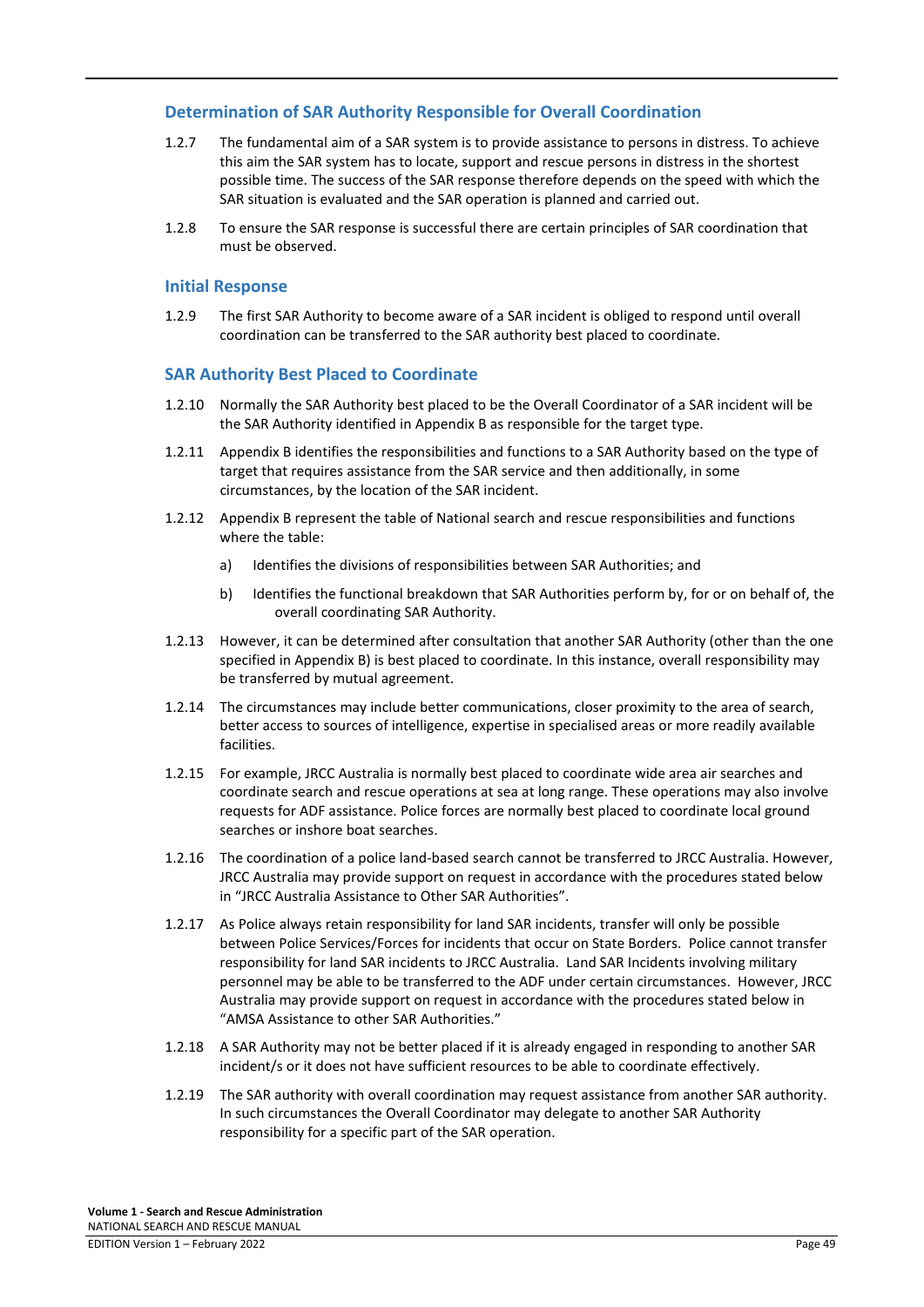## Determination of SAR Authority Responsible for Overall Coordination

1.2.7 The fundamental aim of a SAR system is to provide assistance to persons in distress. To achieve this aim the SAR system has to locate, support and rescue persons in distress in the shortest possible time. The success of the SAR response therefore depends on the speed with which the SAR situation is evaluated and the SAR operation is planned and carried out.

1.2.8 To ensure the SAR response is successful there are certain principles of SAR coordination that must be observed.

### Initial Response

1.2.9 The first SAR Authority to become aware of a SAR incident is obliged to respond until overall coordination can be transferred to the SAR authority best placed to coordinate.

### SAR Authority Best Placed to Coordinate

1.2.10 Normally the SAR Authority best placed to be the Overall Coordinator of a SAR incident will be the SAR Authority identified in Appendix B as responsible for the target type.

1.2.11 Appendix B identifies the responsibilities and functions to a SAR Authority based on the type of target that requires assistance from the SAR service and then additionally, in some circumstances, by the location of the SAR incident.

1.2.12 Appendix B represent the table of National search and rescue responsibilities and functions where the table:

a) Identifies the divisions of responsibilities between SAR Authorities; and

b) Identifies the functional breakdown that SAR Authorities perform by, for or on behalf of, the overall coordinating SAR Authority.

1.2.13 However, it can be determined after consultation that another SAR Authority (other than the one specified in Appendix B) is best placed to coordinate. In this instance, overall responsibility may be transferred by mutual agreement.

1.2.14 The circumstances may include better communications, closer proximity to the area of search, better access to sources of intelligence, expertise in specialised areas or more readily available facilities.

1.2.15 For example, JRCC Australia is normally best placed to coordinate wide area air searches and coordinate search and rescue operations at sea at long range. These operations may also involve requests for ADF assistance. Police forces are normally best placed to coordinate local ground searches or inshore boat searches.

1.2.16 The coordination of a police land-based search cannot be transferred to JRCC Australia. However, JRCC Australia may provide support on request in accordance with the procedures stated below in "JRCC Australia Assistance to Other SAR Authorities".

1.2.17 As Police always retain responsibility for land SAR incidents, transfer will only be possible between Police Services/Forces for incidents that occur on State Borders. Police cannot transfer responsibility for land SAR incidents to JRCC Australia. Land SAR Incidents involving military personnel may be able to be transferred to the ADF under certain circumstances. However, JRCC Australia may provide support on request in accordance with the procedures stated below in "AMSA Assistance to other SAR Authorities."

1.2.18 A SAR Authority may not be better placed if it is already engaged in responding to another SAR incident/s or it does not have sufficient resources to be able to coordinate effectively.

1.2.19 The SAR authority with overall coordination may request assistance from another SAR authority. In such circumstances the Overall Coordinator may delegate to another SAR Authority responsibility for a specific part of the SAR operation.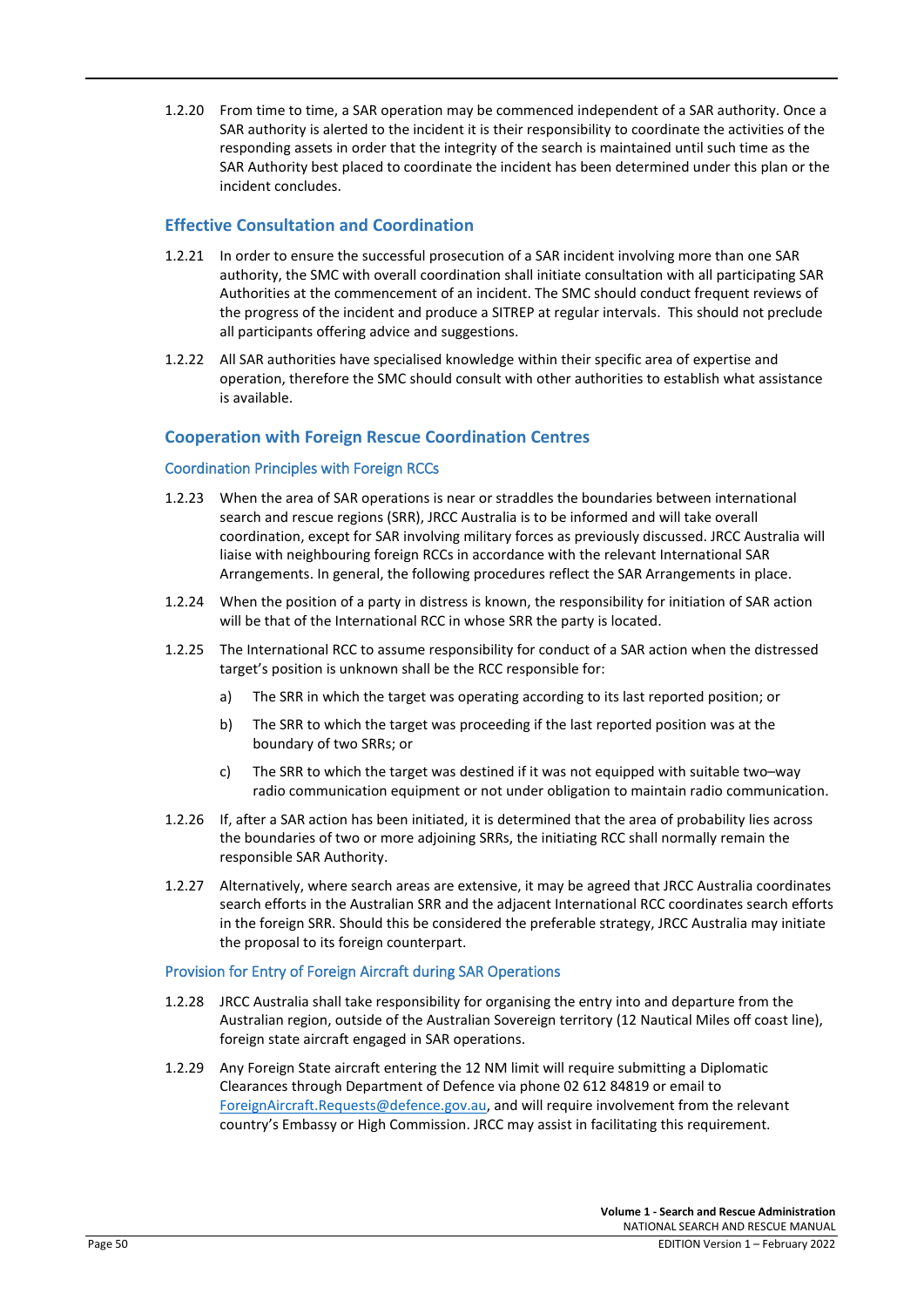1.2.20 From time to time, a SAR operation may be commenced independent of a SAR authority. Once a SAR authority is alerted to the incident it is their responsibility to coordinate the activities of the responding assets in order that the integrity of the search is maintained until such time as the SAR Authority best placed to coordinate the incident has been determined under this plan or the incident concludes.

## Effective Consultation and Coordination

1.2.21 In order to ensure the successful prosecution of a SAR incident involving more than one SAR authority, the SMC with overall coordination shall initiate consultation with all participating SAR Authorities at the commencement of an incident. The SMC should conduct frequent reviews of the progress of the incident and produce a SITREP at regular intervals. This should not preclude all participants offering advice and suggestions.

1.2.22 All SAR authorities have specialised knowledge within their specific area of expertise and operation, therefore the SMC should consult with other authorities to establish what assistance is available.

## Cooperation with Foreign Rescue Coordination Centres

### Coordination Principles with Foreign RCCs

1.2.23 When the area of SAR operations is near or straddles the boundaries between international search and rescue regions (SRR), JRCC Australia is to be informed and will take overall coordination, except for SAR involving military forces as previously discussed. JRCC Australia will liaise with neighbouring foreign RCCs in accordance with the relevant International SAR Arrangements. In general, the following procedures reflect the SAR Arrangements in place.

1.2.24 When the position of a party in distress is known, the responsibility for initiation of SAR action will be that of the International RCC in whose SRR the party is located.

1.2.25 The International RCC to assume responsibility for conduct of a SAR action when the distressed target's position is unknown shall be the RCC responsible for:

a) The SRR in which the target was operating according to its last reported position; or

b) The SRR to which the target was proceeding if the last reported position was at the boundary of two SRRs; or

c) The SRR to which the target was destined if it was not equipped with suitable two–way radio communication equipment or not under obligation to maintain radio communication.

1.2.26 If, after a SAR action has been initiated, it is determined that the area of probability lies across the boundaries of two or more adjoining SRRs, the initiating RCC shall normally remain the responsible SAR Authority.

1.2.27 Alternatively, where search areas are extensive, it may be agreed that JRCC Australia coordinates search efforts in the Australian SRR and the adjacent International RCC coordinates search efforts in the foreign SRR. Should this be considered the preferable strategy, JRCC Australia may initiate the proposal to its foreign counterpart.

### Provision for Entry of Foreign Aircraft during SAR Operations

1.2.28 JRCC Australia shall take responsibility for organising the entry into and departure from the Australian region, outside of the Australian Sovereign territory (12 Nautical Miles off coast line), foreign state aircraft engaged in SAR operations.

1.2.29 Any Foreign State aircraft entering the 12 NM limit will require submitting a Diplomatic Clearances through Department of Defence via phone 02 612 84819 or email to ForeignAircraft.Requests@defence.gov.au, and will require involvement from the relevant country's Embassy or High Commission. JRCC may assist in facilitating this requirement.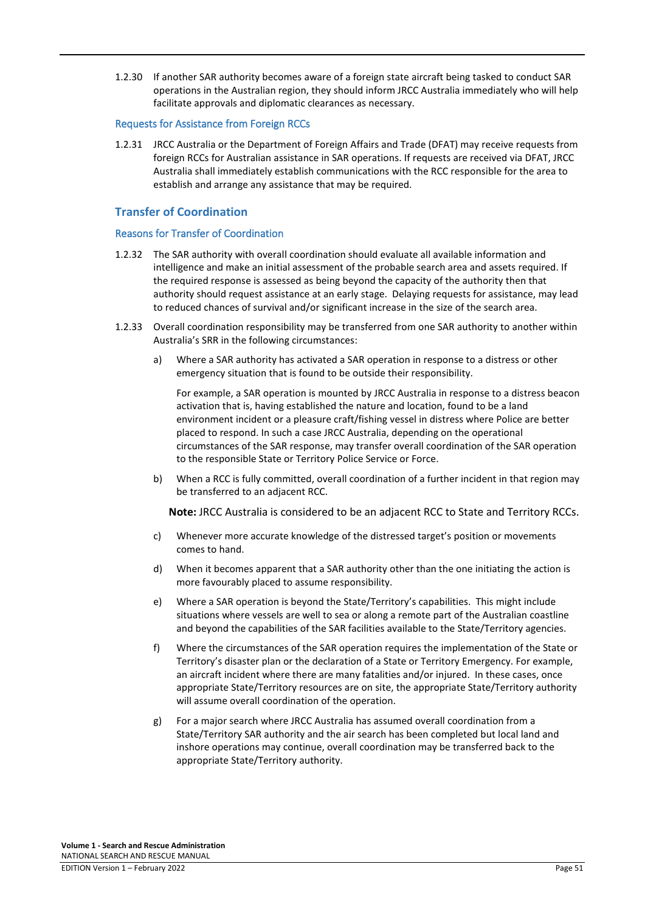1.2.30 If another SAR authority becomes aware of a foreign state aircraft being tasked to conduct SAR operations in the Australian region, they should inform JRCC Australia immediately who will help facilitate approvals and diplomatic clearances as necessary.

### Requests for Assistance from Foreign RCCs

1.2.31 JRCC Australia or the Department of Foreign Affairs and Trade (DFAT) may receive requests from foreign RCCs for Australian assistance in SAR operations. If requests are received via DFAT, JRCC Australia shall immediately establish communications with the RCC responsible for the area to establish and arrange any assistance that may be required.

## Transfer of Coordination

### Reasons for Transfer of Coordination

1.2.32 The SAR authority with overall coordination should evaluate all available information and intelligence and make an initial assessment of the probable search area and assets required. If the required response is assessed as being beyond the capacity of the authority then that authority should request assistance at an early stage. Delaying requests for assistance, may lead to reduced chances of survival and/or significant increase in the size of the search area.

1.2.33 Overall coordination responsibility may be transferred from one SAR authority to another within Australia's SRR in the following circumstances:

a) Where a SAR authority has activated a SAR operation in response to a distress or other emergency situation that is found to be outside their responsibility.

   For example, a SAR operation is mounted by JRCC Australia in response to a distress beacon activation that is, having established the nature and location, found to be a land environment incident or a pleasure craft/fishing vessel in distress where Police are better placed to respond. In such a case JRCC Australia, depending on the operational circumstances of the SAR response, may transfer overall coordination of the SAR operation to the responsible State or Territory Police Service or Force.

b) When a RCC is fully committed, overall coordination of a further incident in that region may be transferred to an adjacent RCC.

   **Note:** JRCC Australia is considered to be an adjacent RCC to State and Territory RCCs.

c) Whenever more accurate knowledge of the distressed target's position or movements comes to hand.

d) When it becomes apparent that a SAR authority other than the one initiating the action is more favourably placed to assume responsibility.

e) Where a SAR operation is beyond the State/Territory's capabilities. This might include situations where vessels are well to sea or along a remote part of the Australian coastline and beyond the capabilities of the SAR facilities available to the State/Territory agencies.

f) Where the circumstances of the SAR operation requires the implementation of the State or Territory's disaster plan or the declaration of a State or Territory Emergency. For example, an aircraft incident where there are many fatalities and/or injured. In these cases, once appropriate State/Territory resources are on site, the appropriate State/Territory authority will assume overall coordination of the operation.

g) For a major search where JRCC Australia has assumed overall coordination from a State/Territory SAR authority and the air search has been completed but local land and inshore operations may continue, overall coordination may be transferred back to the appropriate State/Territory authority.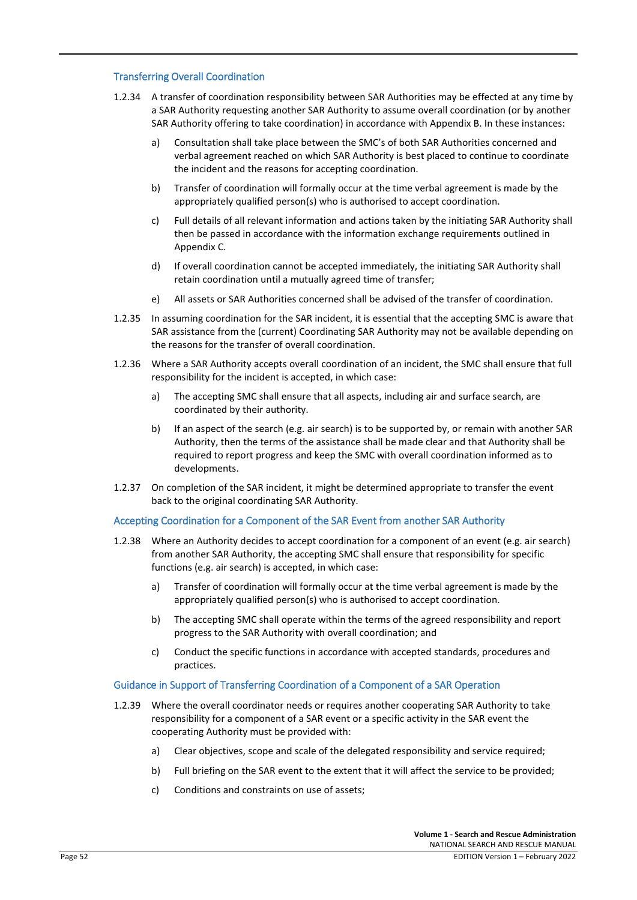### Transferring Overall Coordination

1.2.34 A transfer of coordination responsibility between SAR Authorities may be effected at any time by a SAR Authority requesting another SAR Authority to assume overall coordination (or by another SAR Authority offering to take coordination) in accordance with Appendix B. In these instances:

a) Consultation shall take place between the SMC's of both SAR Authorities concerned and verbal agreement reached on which SAR Authority is best placed to continue to coordinate the incident and the reasons for accepting coordination.

b) Transfer of coordination will formally occur at the time verbal agreement is made by the appropriately qualified person(s) who is authorised to accept coordination.

c) Full details of all relevant information and actions taken by the initiating SAR Authority shall then be passed in accordance with the information exchange requirements outlined in Appendix C.

d) If overall coordination cannot be accepted immediately, the initiating SAR Authority shall retain coordination until a mutually agreed time of transfer;

e) All assets or SAR Authorities concerned shall be advised of the transfer of coordination.

1.2.35 In assuming coordination for the SAR incident, it is essential that the accepting SMC is aware that SAR assistance from the (current) Coordinating SAR Authority may not be available depending on the reasons for the transfer of overall coordination.

1.2.36 Where a SAR Authority accepts overall coordination of an incident, the SMC shall ensure that full responsibility for the incident is accepted, in which case:

a) The accepting SMC shall ensure that all aspects, including air and surface search, are coordinated by their authority.

b) If an aspect of the search (e.g. air search) is to be supported by, or remain with another SAR Authority, then the terms of the assistance shall be made clear and that Authority shall be required to report progress and keep the SMC with overall coordination informed as to developments.

1.2.37 On completion of the SAR incident, it might be determined appropriate to transfer the event back to the original coordinating SAR Authority.

### Accepting Coordination for a Component of the SAR Event from another SAR Authority

1.2.38 Where an Authority decides to accept coordination for a component of an event (e.g. air search) from another SAR Authority, the accepting SMC shall ensure that responsibility for specific functions (e.g. air search) is accepted, in which case:

a) Transfer of coordination will formally occur at the time verbal agreement is made by the appropriately qualified person(s) who is authorised to accept coordination.

b) The accepting SMC shall operate within the terms of the agreed responsibility and report progress to the SAR Authority with overall coordination; and

c) Conduct the specific functions in accordance with accepted standards, procedures and practices.

### Guidance in Support of Transferring Coordination of a Component of a SAR Operation

1.2.39 Where the overall coordinator needs or requires another cooperating SAR Authority to take responsibility for a component of a SAR event or a specific activity in the SAR event the cooperating Authority must be provided with:

a) Clear objectives, scope and scale of the delegated responsibility and service required;

b) Full briefing on the SAR event to the extent that it will affect the service to be provided;

c) Conditions and constraints on use of assets;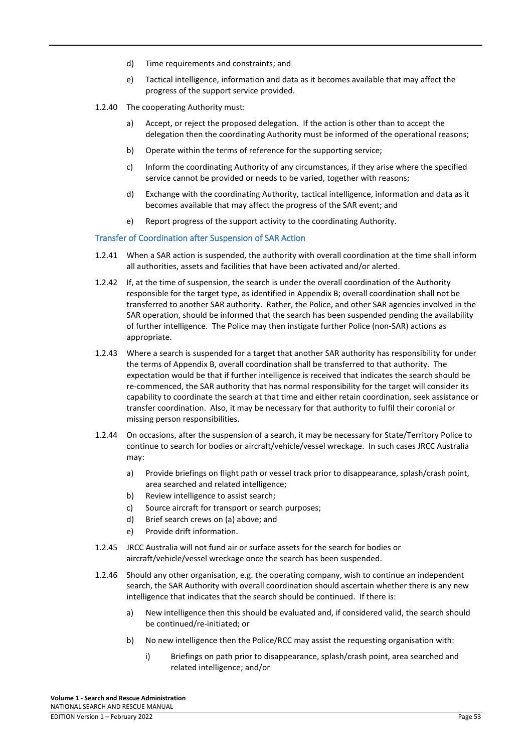d) Time requirements and constraints; and

e) Tactical intelligence, information and data as it becomes available that may affect the progress of the support service provided.

1.2.40 The cooperating Authority must:

a) Accept, or reject the proposed delegation. If the action is other than to accept the delegation then the coordinating Authority must be informed of the operational reasons;

b) Operate within the terms of reference for the supporting service;

c) Inform the coordinating Authority of any circumstances, if they arise where the specified service cannot be provided or needs to be varied, together with reasons;

d) Exchange with the coordinating Authority, tactical intelligence, information and data as it becomes available that may affect the progress of the SAR event; and

e) Report progress of the support activity to the coordinating Authority.

### Transfer of Coordination after Suspension of SAR Action

1.2.41 When a SAR action is suspended, the authority with overall coordination at the time shall inform all authorities, assets and facilities that have been activated and/or alerted.

1.2.42 If, at the time of suspension, the search is under the overall coordination of the Authority responsible for the target type, as identified in Appendix B; overall coordination shall not be transferred to another SAR authority. Rather, the Police, and other SAR agencies involved in the SAR operation, should be informed that the search has been suspended pending the availability of further intelligence. The Police may then instigate further Police (non-SAR) actions as appropriate.

1.2.43 Where a search is suspended for a target that another SAR authority has responsibility for under the terms of Appendix B, overall coordination shall be transferred to that authority. The expectation would be that if further intelligence is received that indicates the search should be re-commenced, the SAR authority that has normal responsibility for the target will consider its capability to coordinate the search at that time and either retain coordination, seek assistance or transfer coordination. Also, it may be necessary for that authority to fulfil their coronial or missing person responsibilities.

1.2.44 On occasions, after the suspension of a search, it may be necessary for State/Territory Police to continue to search for bodies or aircraft/vehicle/vessel wreckage. In such cases JRCC Australia may:

a) Provide briefings on flight path or vessel track prior to disappearance, splash/crash point, area searched and related intelligence;
b) Review intelligence to assist search;
c) Source aircraft for transport or search purposes;
d) Brief search crews on (a) above; and
e) Provide drift information.

1.2.45 JRCC Australia will not fund air or surface assets for the search for bodies or aircraft/vehicle/vessel wreckage once the search has been suspended.

1.2.46 Should any other organisation, e.g. the operating company, wish to continue an independent search, the SAR Authority with overall coordination should ascertain whether there is any new intelligence that indicates that the search should be continued. If there is:

a) New intelligence then this should be evaluated and, if considered valid, the search should be continued/re-initiated; or

b) No new intelligence then the Police/RCC may assist the requesting organisation with:

i) Briefings on path prior to disappearance, splash/crash point, area searched and related intelligence; and/or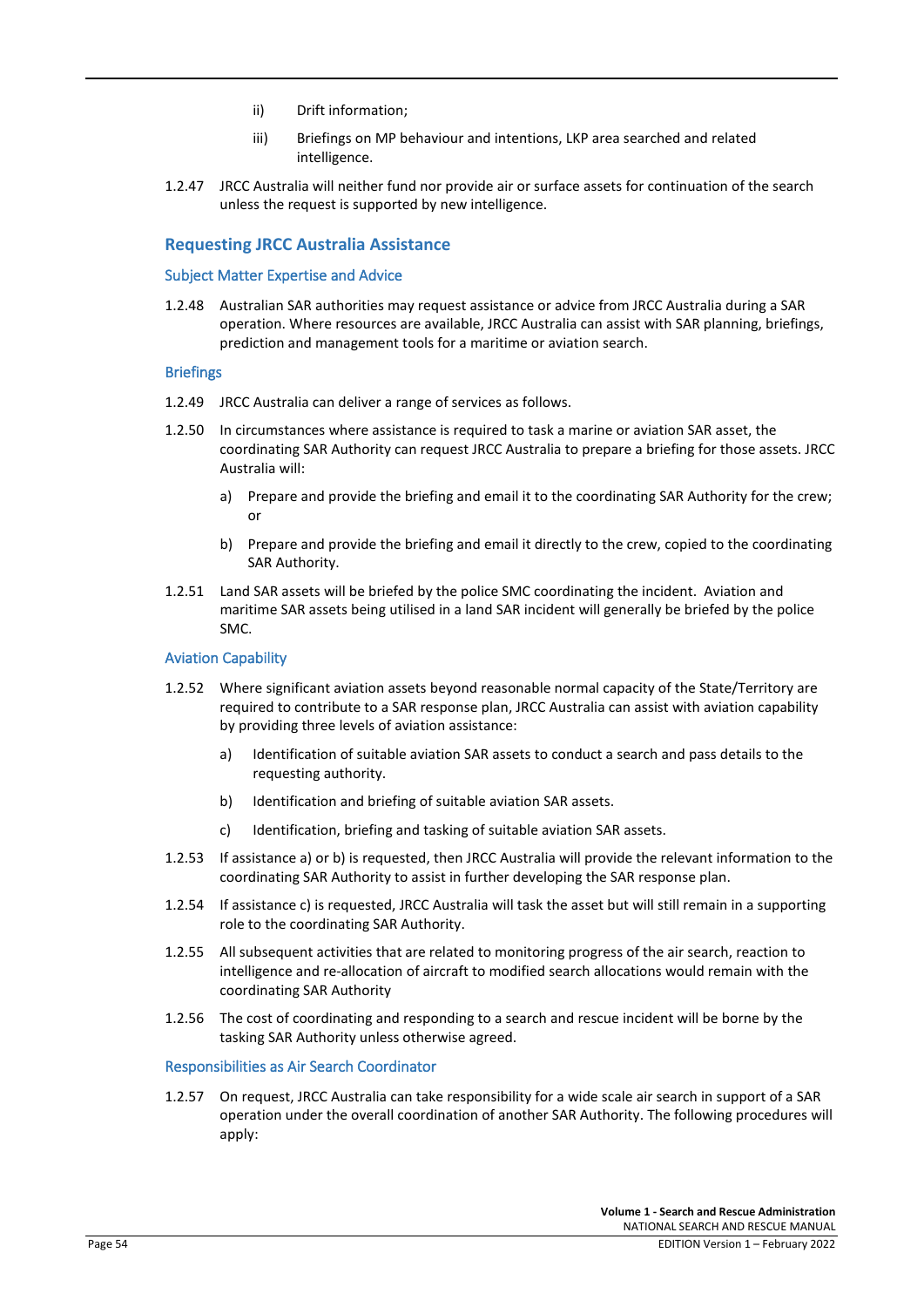ii) Drift information;

iii) Briefings on MP behaviour and intentions, LKP area searched and related intelligence.

1.2.47 JRCC Australia will neither fund nor provide air or surface assets for continuation of the search unless the request is supported by new intelligence.

## Requesting JRCC Australia Assistance

### Subject Matter Expertise and Advice

1.2.48 Australian SAR authorities may request assistance or advice from JRCC Australia during a SAR operation. Where resources are available, JRCC Australia can assist with SAR planning, briefings, prediction and management tools for a maritime or aviation search.

### Briefings

1.2.49 JRCC Australia can deliver a range of services as follows.

1.2.50 In circumstances where assistance is required to task a marine or aviation SAR asset, the coordinating SAR Authority can request JRCC Australia to prepare a briefing for those assets. JRCC Australia will:

a) Prepare and provide the briefing and email it to the coordinating SAR Authority for the crew; or

b) Prepare and provide the briefing and email it directly to the crew, copied to the coordinating SAR Authority.

1.2.51 Land SAR assets will be briefed by the police SMC coordinating the incident. Aviation and maritime SAR assets being utilised in a land SAR incident will generally be briefed by the police SMC.

### Aviation Capability

1.2.52 Where significant aviation assets beyond reasonable normal capacity of the State/Territory are required to contribute to a SAR response plan, JRCC Australia can assist with aviation capability by providing three levels of aviation assistance:

a) Identification of suitable aviation SAR assets to conduct a search and pass details to the requesting authority.

b) Identification and briefing of suitable aviation SAR assets.

c) Identification, briefing and tasking of suitable aviation SAR assets.

1.2.53 If assistance a) or b) is requested, then JRCC Australia will provide the relevant information to the coordinating SAR Authority to assist in further developing the SAR response plan.

1.2.54 If assistance c) is requested, JRCC Australia will task the asset but will still remain in a supporting role to the coordinating SAR Authority.

1.2.55 All subsequent activities that are related to monitoring progress of the air search, reaction to intelligence and re-allocation of aircraft to modified search allocations would remain with the coordinating SAR Authority

1.2.56 The cost of coordinating and responding to a search and rescue incident will be borne by the tasking SAR Authority unless otherwise agreed.

### Responsibilities as Air Search Coordinator

1.2.57 On request, JRCC Australia can take responsibility for a wide scale air search in support of a SAR operation under the overall coordination of another SAR Authority. The following procedures will apply: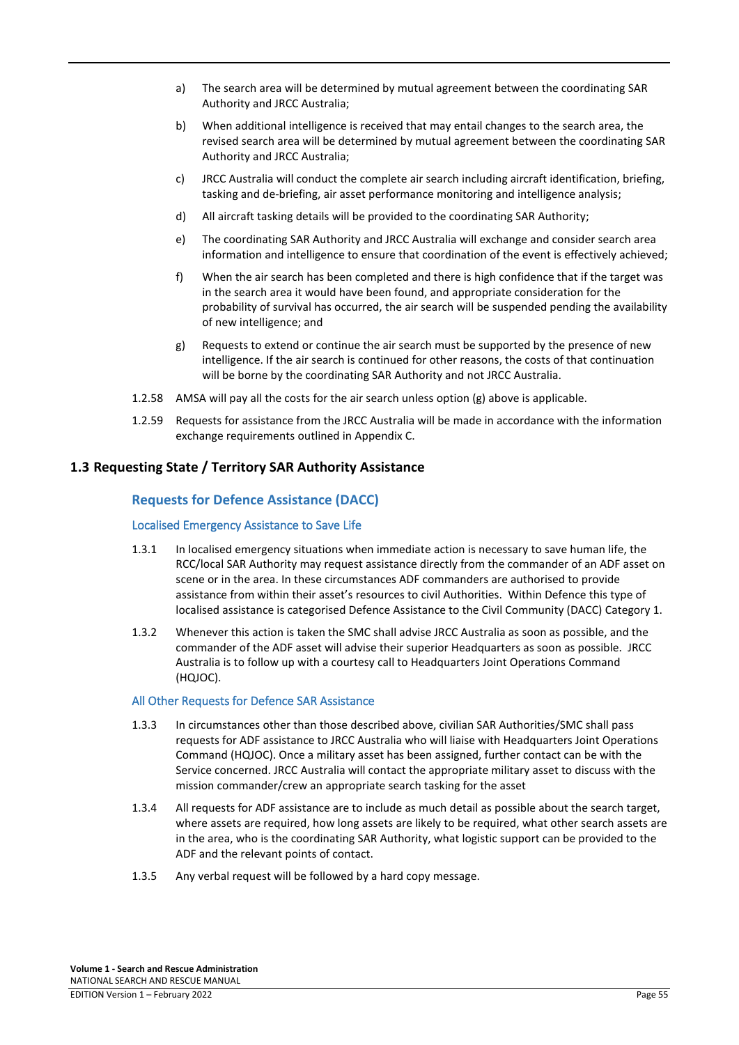a) The search area will be determined by mutual agreement between the coordinating SAR Authority and JRCC Australia;

b) When additional intelligence is received that may entail changes to the search area, the revised search area will be determined by mutual agreement between the coordinating SAR Authority and JRCC Australia;

c) JRCC Australia will conduct the complete air search including aircraft identification, briefing, tasking and de-briefing, air asset performance monitoring and intelligence analysis;

d) All aircraft tasking details will be provided to the coordinating SAR Authority;

e) The coordinating SAR Authority and JRCC Australia will exchange and consider search area information and intelligence to ensure that coordination of the event is effectively achieved;

f) When the air search has been completed and there is high confidence that if the target was in the search area it would have been found, and appropriate consideration for the probability of survival has occurred, the air search will be suspended pending the availability of new intelligence; and

g) Requests to extend or continue the air search must be supported by the presence of new intelligence. If the air search is continued for other reasons, the costs of that continuation will be borne by the coordinating SAR Authority and not JRCC Australia.

1.2.58 AMSA will pay all the costs for the air search unless option (g) above is applicable.

1.2.59 Requests for assistance from the JRCC Australia will be made in accordance with the information exchange requirements outlined in Appendix C.

## 1.3 Requesting State / Territory SAR Authority Assistance

### Requests for Defence Assistance (DACC)

#### Localised Emergency Assistance to Save Life

1.3.1 In localised emergency situations when immediate action is necessary to save human life, the RCC/local SAR Authority may request assistance directly from the commander of an ADF asset on scene or in the area. In these circumstances ADF commanders are authorised to provide assistance from within their asset's resources to civil Authorities. Within Defence this type of localised assistance is categorised Defence Assistance to the Civil Community (DACC) Category 1.

1.3.2 Whenever this action is taken the SMC shall advise JRCC Australia as soon as possible, and the commander of the ADF asset will advise their superior Headquarters as soon as possible. JRCC Australia is to follow up with a courtesy call to Headquarters Joint Operations Command (HQJOC).

#### All Other Requests for Defence SAR Assistance

1.3.3 In circumstances other than those described above, civilian SAR Authorities/SMC shall pass requests for ADF assistance to JRCC Australia who will liaise with Headquarters Joint Operations Command (HQJOC). Once a military asset has been assigned, further contact can be with the Service concerned. JRCC Australia will contact the appropriate military asset to discuss with the mission commander/crew an appropriate search tasking for the asset

1.3.4 All requests for ADF assistance are to include as much detail as possible about the search target, where assets are required, how long assets are likely to be required, what other search assets are in the area, who is the coordinating SAR Authority, what logistic support can be provided to the ADF and the relevant points of contact.

1.3.5 Any verbal request will be followed by a hard copy message.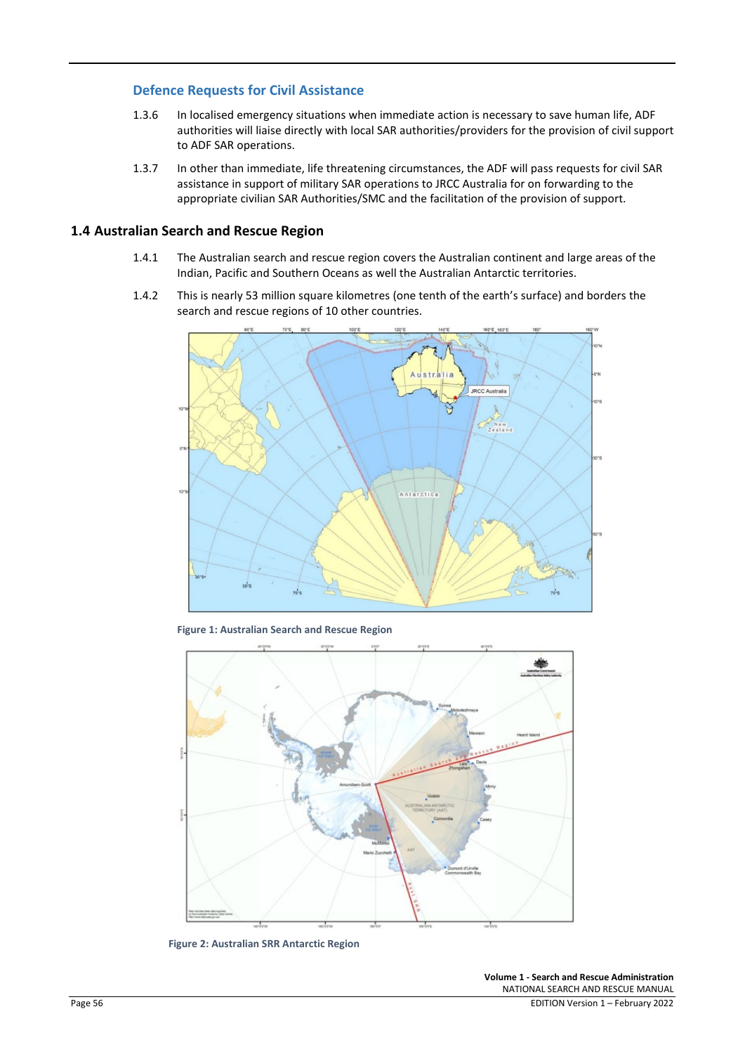### Defence Requests for Civil Assistance

1.3.6 In localised emergency situations when immediate action is necessary to save human life, ADF authorities will liaise directly with local SAR authorities/providers for the provision of civil support to ADF SAR operations.

1.3.7 In other than immediate, life threatening circumstances, the ADF will pass requests for civil SAR assistance in support of military SAR operations to JRCC Australia for on forwarding to the appropriate civilian SAR Authorities/SMC and the facilitation of the provision of support.

## 1.4 Australian Search and Rescue Region

1.4.1 The Australian search and rescue region covers the Australian continent and large areas of the Indian, Pacific and Southern Oceans as well the Australian Antarctic territories.

1.4.2 This is nearly 53 million square kilometres (one tenth of the earth's surface) and borders the search and rescue regions of 10 other countries.

**Figure 1: Australian Search and Rescue Region**

**Figure 2: Australian SRR Antarctic Region**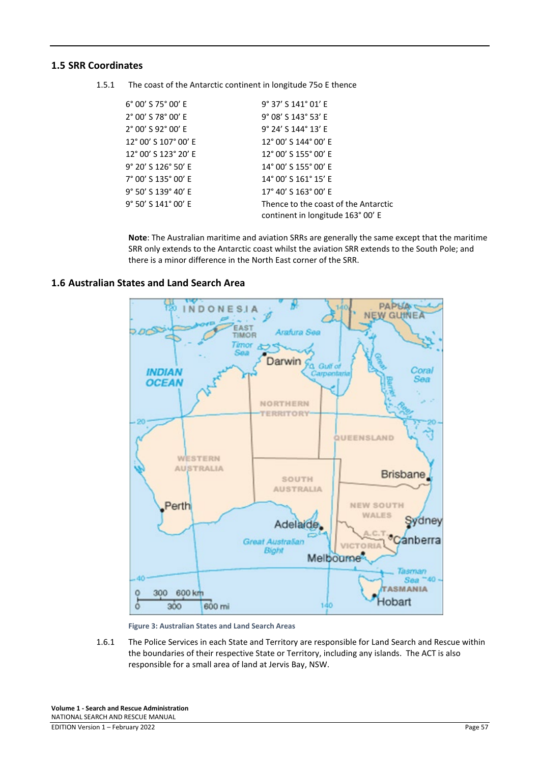## 1.5 SRR Coordinates

1.5.1 The coast of the Antarctic continent in longitude 75o E thence

| | |
|---|---|
| 6° 00' S 75° 00' E | 9° 37' S 141° 01' E |
| 2° 00' S 78° 00' E | 9° 08' S 143° 53' E |
| 2° 00' S 92° 00' E | 9° 24' S 144° 13' E |
| 12° 00' S 107° 00' E | 12° 00' S 144° 00' E |
| 12° 00' S 123° 20' E | 12° 00' S 155° 00' E |
| 9° 20' S 126° 50' E | 14° 00' S 155° 00' E |
| 7° 00' S 135° 00' E | 14° 00' S 161° 15' E |
| 9° 50' S 139° 40' E | 17° 40' S 163° 00' E |
| 9° 50' S 141° 00' E | Thence to the coast of the Antarctic continent in longitude 163° 00' E |

**Note**: The Australian maritime and aviation SRRs are generally the same except that the maritime SRR only extends to the Antarctic coast whilst the aviation SRR extends to the South Pole; and there is a minor difference in the North East corner of the SRR.

## 1.6 Australian States and Land Search Area

Figure 3: Australian States and Land Search Areas

1.6.1 The Police Services in each State and Territory are responsible for Land Search and Rescue within the boundaries of their respective State or Territory, including any islands. The ACT is also responsible for a small area of land at Jervis Bay, NSW.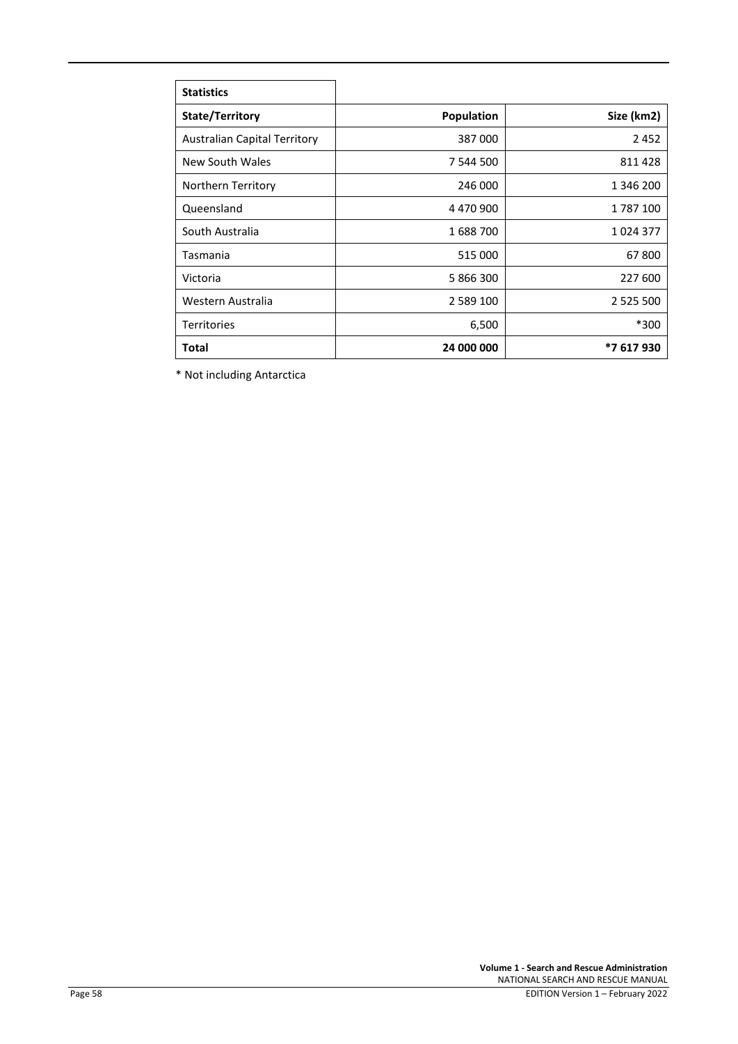| Statistics | | |
|---|---|---|
| **State/Territory** | **Population** | **Size (km2)** |
| Australian Capital Territory | 387 000 | 2 452 |
| New South Wales | 7 544 500 | 811 428 |
| Northern Territory | 246 000 | 1 346 200 |
| Queensland | 4 470 900 | 1 787 100 |
| South Australia | 1 688 700 | 1 024 377 |
| Tasmania | 515 000 | 67 800 |
| Victoria | 5 866 300 | 227 600 |
| Western Australia | 2 589 100 | 2 525 500 |
| Territories | 6,500 | *300 |
| **Total** | **24 000 000** | ***7 617 930** |

* Not including Antarctica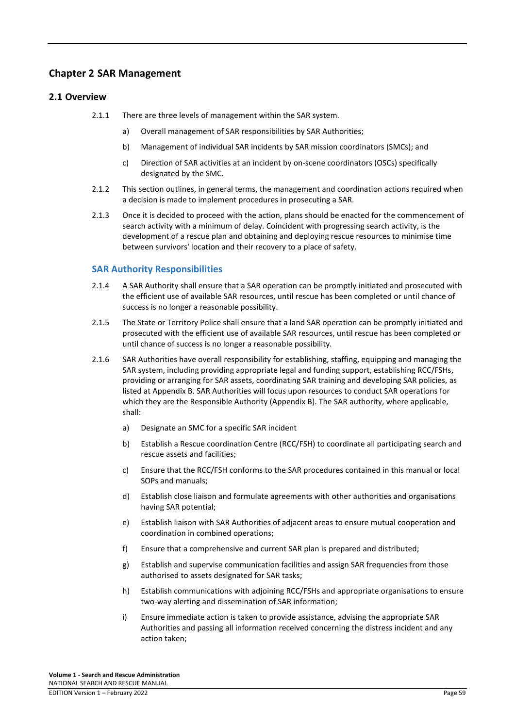# Chapter 2 SAR Management

## 2.1 Overview

2.1.1 There are three levels of management within the SAR system.

a) Overall management of SAR responsibilities by SAR Authorities;

b) Management of individual SAR incidents by SAR mission coordinators (SMCs); and

c) Direction of SAR activities at an incident by on-scene coordinators (OSCs) specifically designated by the SMC.

2.1.2 This section outlines, in general terms, the management and coordination actions required when a decision is made to implement procedures in prosecuting a SAR.

2.1.3 Once it is decided to proceed with the action, plans should be enacted for the commencement of search activity with a minimum of delay. Coincident with progressing search activity, is the development of a rescue plan and obtaining and deploying rescue resources to minimise time between survivors' location and their recovery to a place of safety.

### SAR Authority Responsibilities

2.1.4 A SAR Authority shall ensure that a SAR operation can be promptly initiated and prosecuted with the efficient use of available SAR resources, until rescue has been completed or until chance of success is no longer a reasonable possibility.

2.1.5 The State or Territory Police shall ensure that a land SAR operation can be promptly initiated and prosecuted with the efficient use of available SAR resources, until rescue has been completed or until chance of success is no longer a reasonable possibility.

2.1.6 SAR Authorities have overall responsibility for establishing, staffing, equipping and managing the SAR system, including providing appropriate legal and funding support, establishing RCC/FSHs, providing or arranging for SAR assets, coordinating SAR training and developing SAR policies, as listed at Appendix B. SAR Authorities will focus upon resources to conduct SAR operations for which they are the Responsible Authority (Appendix B). The SAR authority, where applicable, shall:

a) Designate an SMC for a specific SAR incident

b) Establish a Rescue coordination Centre (RCC/FSH) to coordinate all participating search and rescue assets and facilities;

c) Ensure that the RCC/FSH conforms to the SAR procedures contained in this manual or local SOPs and manuals;

d) Establish close liaison and formulate agreements with other authorities and organisations having SAR potential;

e) Establish liaison with SAR Authorities of adjacent areas to ensure mutual cooperation and coordination in combined operations;

f) Ensure that a comprehensive and current SAR plan is prepared and distributed;

g) Establish and supervise communication facilities and assign SAR frequencies from those authorised to assets designated for SAR tasks;

h) Establish communications with adjoining RCC/FSHs and appropriate organisations to ensure two-way alerting and dissemination of SAR information;

i) Ensure immediate action is taken to provide assistance, advising the appropriate SAR Authorities and passing all information received concerning the distress incident and any action taken;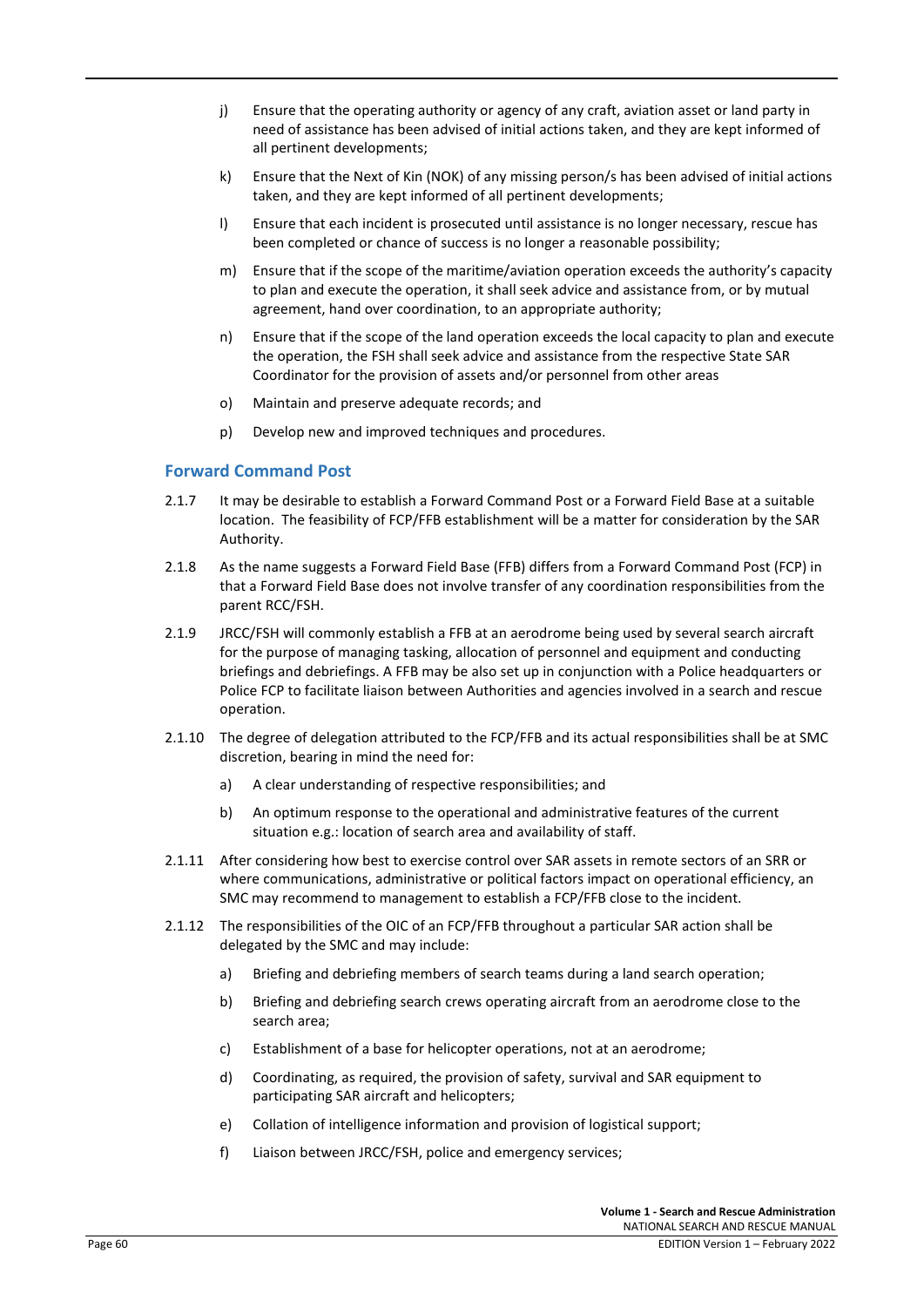j) Ensure that the operating authority or agency of any craft, aviation asset or land party in need of assistance has been advised of initial actions taken, and they are kept informed of all pertinent developments;

k) Ensure that the Next of Kin (NOK) of any missing person/s has been advised of initial actions taken, and they are kept informed of all pertinent developments;

l) Ensure that each incident is prosecuted until assistance is no longer necessary, rescue has been completed or chance of success is no longer a reasonable possibility;

m) Ensure that if the scope of the maritime/aviation operation exceeds the authority's capacity to plan and execute the operation, it shall seek advice and assistance from, or by mutual agreement, hand over coordination, to an appropriate authority;

n) Ensure that if the scope of the land operation exceeds the local capacity to plan and execute the operation, the FSH shall seek advice and assistance from the respective State SAR Coordinator for the provision of assets and/or personnel from other areas

o) Maintain and preserve adequate records; and

p) Develop new and improved techniques and procedures.

### Forward Command Post

2.1.7 It may be desirable to establish a Forward Command Post or a Forward Field Base at a suitable location. The feasibility of FCP/FFB establishment will be a matter for consideration by the SAR Authority.

2.1.8 As the name suggests a Forward Field Base (FFB) differs from a Forward Command Post (FCP) in that a Forward Field Base does not involve transfer of any coordination responsibilities from the parent RCC/FSH.

2.1.9 JRCC/FSH will commonly establish a FFB at an aerodrome being used by several search aircraft for the purpose of managing tasking, allocation of personnel and equipment and conducting briefings and debriefings. A FFB may be also set up in conjunction with a Police headquarters or Police FCP to facilitate liaison between Authorities and agencies involved in a search and rescue operation.

2.1.10 The degree of delegation attributed to the FCP/FFB and its actual responsibilities shall be at SMC discretion, bearing in mind the need for:

a) A clear understanding of respective responsibilities; and

b) An optimum response to the operational and administrative features of the current situation e.g.: location of search area and availability of staff.

2.1.11 After considering how best to exercise control over SAR assets in remote sectors of an SRR or where communications, administrative or political factors impact on operational efficiency, an SMC may recommend to management to establish a FCP/FFB close to the incident.

2.1.12 The responsibilities of the OIC of an FCP/FFB throughout a particular SAR action shall be delegated by the SMC and may include:

a) Briefing and debriefing members of search teams during a land search operation;

b) Briefing and debriefing search crews operating aircraft from an aerodrome close to the search area;

c) Establishment of a base for helicopter operations, not at an aerodrome;

d) Coordinating, as required, the provision of safety, survival and SAR equipment to participating SAR aircraft and helicopters;

e) Collation of intelligence information and provision of logistical support;

f) Liaison between JRCC/FSH, police and emergency services;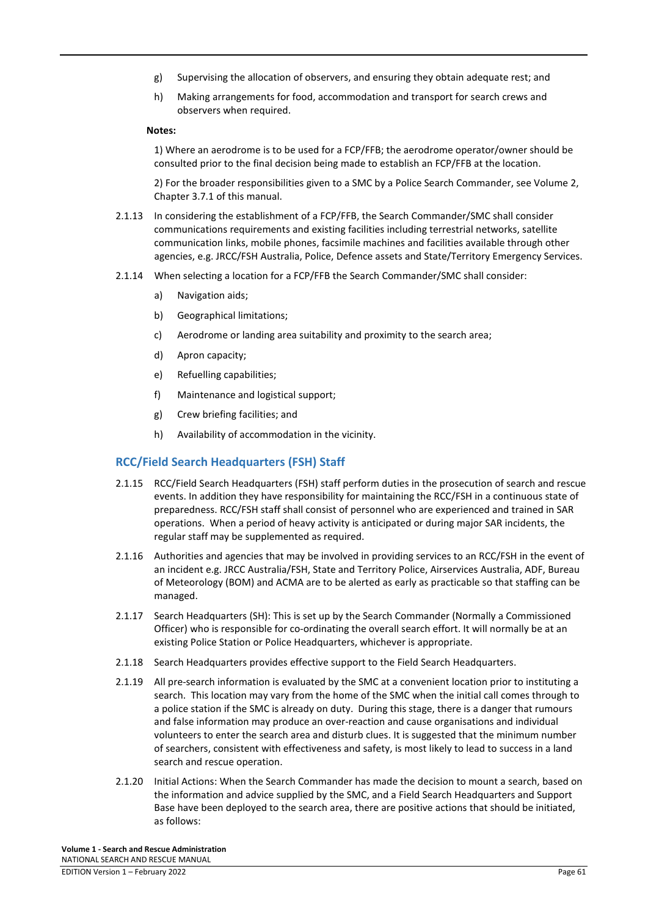g) Supervising the allocation of observers, and ensuring they obtain adequate rest; and

h) Making arrangements for food, accommodation and transport for search crews and observers when required.

**Notes:**

1) Where an aerodrome is to be used for a FCP/FFB; the aerodrome operator/owner should be consulted prior to the final decision being made to establish an FCP/FFB at the location.

2) For the broader responsibilities given to a SMC by a Police Search Commander, see Volume 2, Chapter 3.7.1 of this manual.

2.1.13 In considering the establishment of a FCP/FFB, the Search Commander/SMC shall consider communications requirements and existing facilities including terrestrial networks, satellite communication links, mobile phones, facsimile machines and facilities available through other agencies, e.g. JRCC/FSH Australia, Police, Defence assets and State/Territory Emergency Services.

2.1.14 When selecting a location for a FCP/FFB the Search Commander/SMC shall consider:

a) Navigation aids;

b) Geographical limitations;

c) Aerodrome or landing area suitability and proximity to the search area;

d) Apron capacity;

e) Refuelling capabilities;

f) Maintenance and logistical support;

g) Crew briefing facilities; and

h) Availability of accommodation in the vicinity.

## RCC/Field Search Headquarters (FSH) Staff

2.1.15 RCC/Field Search Headquarters (FSH) staff perform duties in the prosecution of search and rescue events. In addition they have responsibility for maintaining the RCC/FSH in a continuous state of preparedness. RCC/FSH staff shall consist of personnel who are experienced and trained in SAR operations. When a period of heavy activity is anticipated or during major SAR incidents, the regular staff may be supplemented as required.

2.1.16 Authorities and agencies that may be involved in providing services to an RCC/FSH in the event of an incident e.g. JRCC Australia/FSH, State and Territory Police, Airservices Australia, ADF, Bureau of Meteorology (BOM) and ACMA are to be alerted as early as practicable so that staffing can be managed.

2.1.17 Search Headquarters (SH): This is set up by the Search Commander (Normally a Commissioned Officer) who is responsible for co-ordinating the overall search effort. It will normally be at an existing Police Station or Police Headquarters, whichever is appropriate.

2.1.18 Search Headquarters provides effective support to the Field Search Headquarters.

2.1.19 All pre-search information is evaluated by the SMC at a convenient location prior to instituting a search. This location may vary from the home of the SMC when the initial call comes through to a police station if the SMC is already on duty. During this stage, there is a danger that rumours and false information may produce an over-reaction and cause organisations and individual volunteers to enter the search area and disturb clues. It is suggested that the minimum number of searchers, consistent with effectiveness and safety, is most likely to lead to success in a land search and rescue operation.

2.1.20 Initial Actions: When the Search Commander has made the decision to mount a search, based on the information and advice supplied by the SMC, and a Field Search Headquarters and Support Base have been deployed to the search area, there are positive actions that should be initiated, as follows: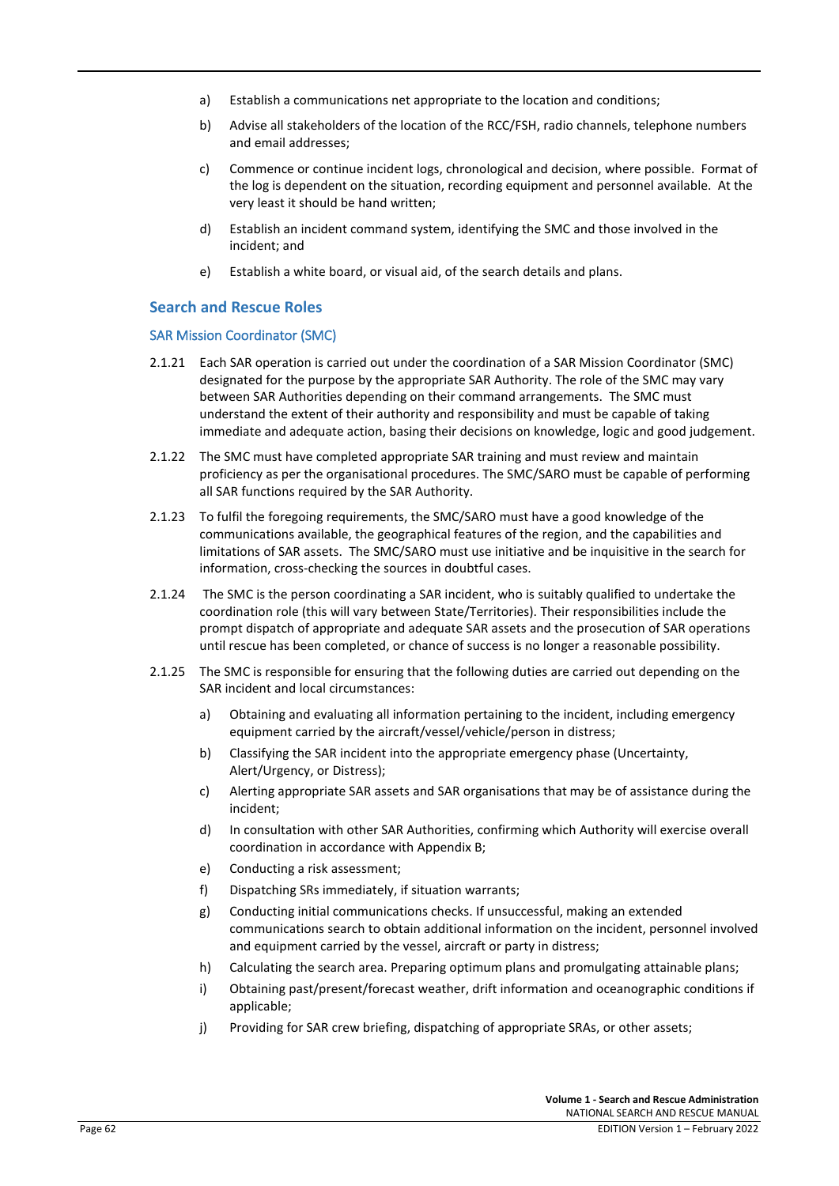a) Establish a communications net appropriate to the location and conditions;

b) Advise all stakeholders of the location of the RCC/FSH, radio channels, telephone numbers and email addresses;

c) Commence or continue incident logs, chronological and decision, where possible. Format of the log is dependent on the situation, recording equipment and personnel available. At the very least it should be hand written;

d) Establish an incident command system, identifying the SMC and those involved in the incident; and

e) Establish a white board, or visual aid, of the search details and plans.

## Search and Rescue Roles

### SAR Mission Coordinator (SMC)

2.1.21 Each SAR operation is carried out under the coordination of a SAR Mission Coordinator (SMC) designated for the purpose by the appropriate SAR Authority. The role of the SMC may vary between SAR Authorities depending on their command arrangements. The SMC must understand the extent of their authority and responsibility and must be capable of taking immediate and adequate action, basing their decisions on knowledge, logic and good judgement.

2.1.22 The SMC must have completed appropriate SAR training and must review and maintain proficiency as per the organisational procedures. The SMC/SARO must be capable of performing all SAR functions required by the SAR Authority.

2.1.23 To fulfil the foregoing requirements, the SMC/SARO must have a good knowledge of the communications available, the geographical features of the region, and the capabilities and limitations of SAR assets. The SMC/SARO must use initiative and be inquisitive in the search for information, cross-checking the sources in doubtful cases.

2.1.24 The SMC is the person coordinating a SAR incident, who is suitably qualified to undertake the coordination role (this will vary between State/Territories). Their responsibilities include the prompt dispatch of appropriate and adequate SAR assets and the prosecution of SAR operations until rescue has been completed, or chance of success is no longer a reasonable possibility.

2.1.25 The SMC is responsible for ensuring that the following duties are carried out depending on the SAR incident and local circumstances:

a) Obtaining and evaluating all information pertaining to the incident, including emergency equipment carried by the aircraft/vessel/vehicle/person in distress;

b) Classifying the SAR incident into the appropriate emergency phase (Uncertainty, Alert/Urgency, or Distress);

c) Alerting appropriate SAR assets and SAR organisations that may be of assistance during the incident;

d) In consultation with other SAR Authorities, confirming which Authority will exercise overall coordination in accordance with Appendix B;

e) Conducting a risk assessment;

f) Dispatching SRs immediately, if situation warrants;

g) Conducting initial communications checks. If unsuccessful, making an extended communications search to obtain additional information on the incident, personnel involved and equipment carried by the vessel, aircraft or party in distress;

h) Calculating the search area. Preparing optimum plans and promulgating attainable plans;

i) Obtaining past/present/forecast weather, drift information and oceanographic conditions if applicable;

j) Providing for SAR crew briefing, dispatching of appropriate SRAs, or other assets;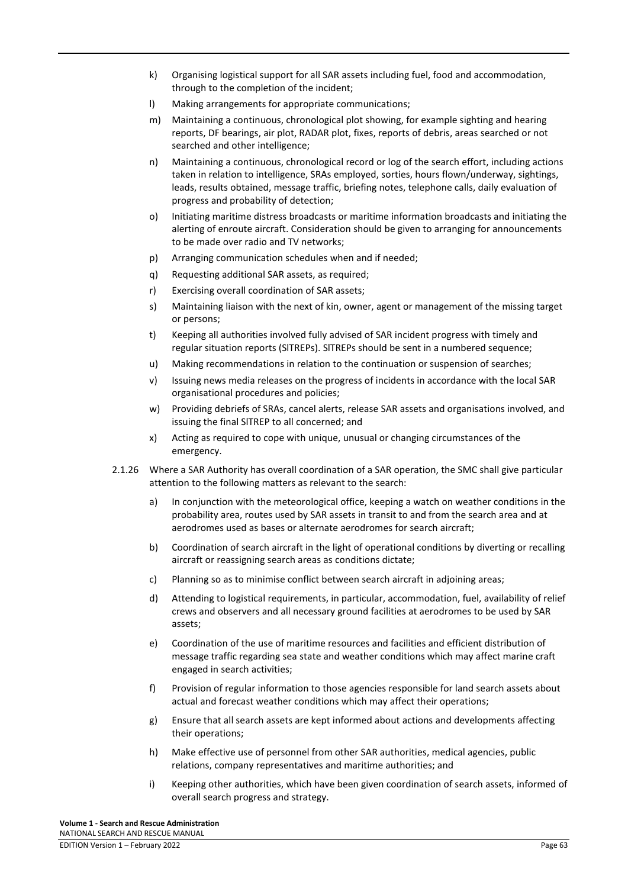k) Organising logistical support for all SAR assets including fuel, food and accommodation, through to the completion of the incident;

l) Making arrangements for appropriate communications;

m) Maintaining a continuous, chronological plot showing, for example sighting and hearing reports, DF bearings, air plot, RADAR plot, fixes, reports of debris, areas searched or not searched and other intelligence;

n) Maintaining a continuous, chronological record or log of the search effort, including actions taken in relation to intelligence, SRAs employed, sorties, hours flown/underway, sightings, leads, results obtained, message traffic, briefing notes, telephone calls, daily evaluation of progress and probability of detection;

o) Initiating maritime distress broadcasts or maritime information broadcasts and initiating the alerting of enroute aircraft. Consideration should be given to arranging for announcements to be made over radio and TV networks;

p) Arranging communication schedules when and if needed;

q) Requesting additional SAR assets, as required;

r) Exercising overall coordination of SAR assets;

s) Maintaining liaison with the next of kin, owner, agent or management of the missing target or persons;

t) Keeping all authorities involved fully advised of SAR incident progress with timely and regular situation reports (SITREPs). SITREPs should be sent in a numbered sequence;

u) Making recommendations in relation to the continuation or suspension of searches;

v) Issuing news media releases on the progress of incidents in accordance with the local SAR organisational procedures and policies;

w) Providing debriefs of SRAs, cancel alerts, release SAR assets and organisations involved, and issuing the final SITREP to all concerned; and

x) Acting as required to cope with unique, unusual or changing circumstances of the emergency.

2.1.26 Where a SAR Authority has overall coordination of a SAR operation, the SMC shall give particular attention to the following matters as relevant to the search:

a) In conjunction with the meteorological office, keeping a watch on weather conditions in the probability area, routes used by SAR assets in transit to and from the search area and at aerodromes used as bases or alternate aerodromes for search aircraft;

b) Coordination of search aircraft in the light of operational conditions by diverting or recalling aircraft or reassigning search areas as conditions dictate;

c) Planning so as to minimise conflict between search aircraft in adjoining areas;

d) Attending to logistical requirements, in particular, accommodation, fuel, availability of relief crews and observers and all necessary ground facilities at aerodromes to be used by SAR assets;

e) Coordination of the use of maritime resources and facilities and efficient distribution of message traffic regarding sea state and weather conditions which may affect marine craft engaged in search activities;

f) Provision of regular information to those agencies responsible for land search assets about actual and forecast weather conditions which may affect their operations;

g) Ensure that all search assets are kept informed about actions and developments affecting their operations;

h) Make effective use of personnel from other SAR authorities, medical agencies, public relations, company representatives and maritime authorities; and

i) Keeping other authorities, which have been given coordination of search assets, informed of overall search progress and strategy.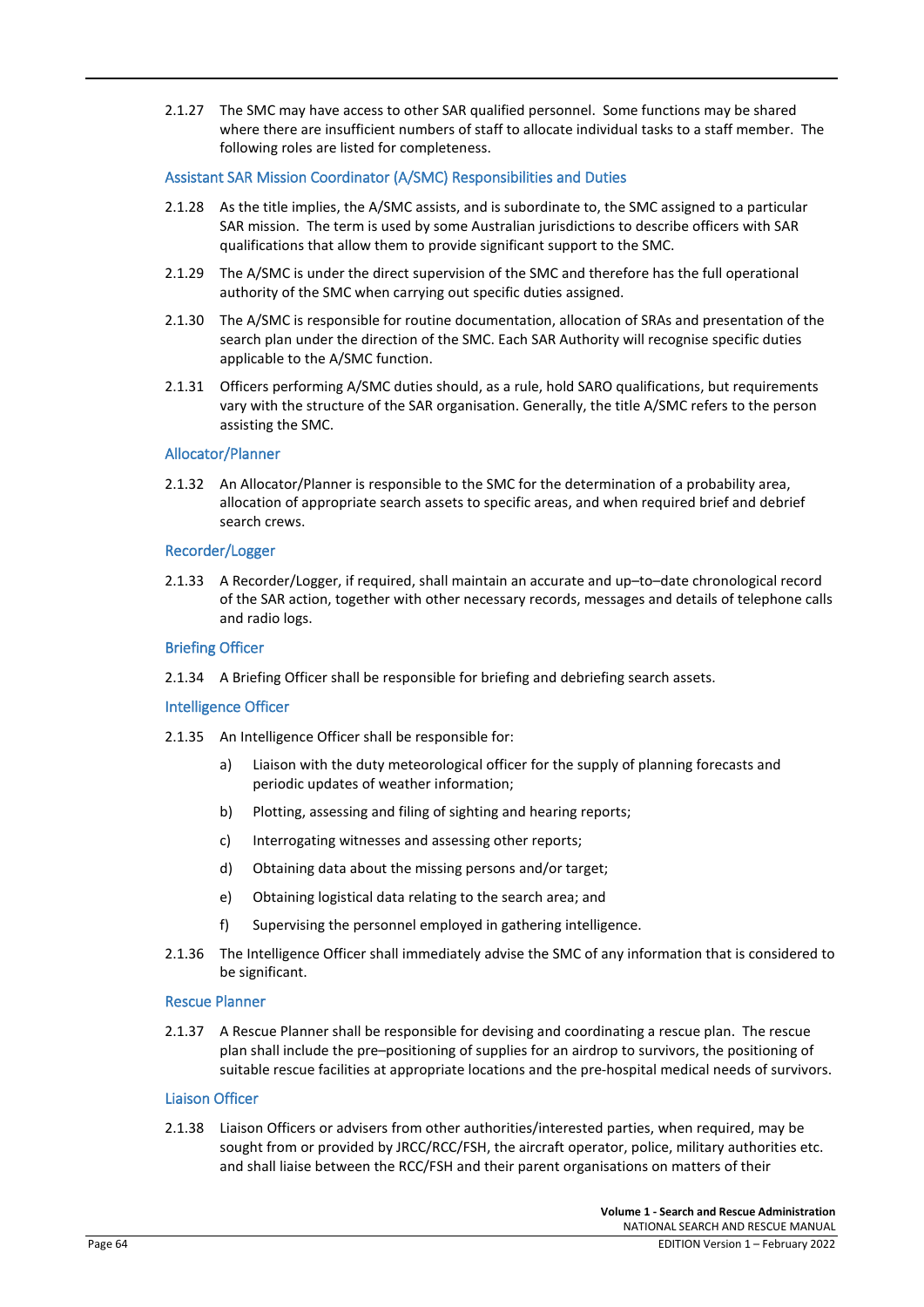2.1.27 The SMC may have access to other SAR qualified personnel. Some functions may be shared where there are insufficient numbers of staff to allocate individual tasks to a staff member. The following roles are listed for completeness.

### Assistant SAR Mission Coordinator (A/SMC) Responsibilities and Duties

2.1.28 As the title implies, the A/SMC assists, and is subordinate to, the SMC assigned to a particular SAR mission. The term is used by some Australian jurisdictions to describe officers with SAR qualifications that allow them to provide significant support to the SMC.

2.1.29 The A/SMC is under the direct supervision of the SMC and therefore has the full operational authority of the SMC when carrying out specific duties assigned.

2.1.30 The A/SMC is responsible for routine documentation, allocation of SRAs and presentation of the search plan under the direction of the SMC. Each SAR Authority will recognise specific duties applicable to the A/SMC function.

2.1.31 Officers performing A/SMC duties should, as a rule, hold SARO qualifications, but requirements vary with the structure of the SAR organisation. Generally, the title A/SMC refers to the person assisting the SMC.

### Allocator/Planner

2.1.32 An Allocator/Planner is responsible to the SMC for the determination of a probability area, allocation of appropriate search assets to specific areas, and when required brief and debrief search crews.

### Recorder/Logger

2.1.33 A Recorder/Logger, if required, shall maintain an accurate and up–to–date chronological record of the SAR action, together with other necessary records, messages and details of telephone calls and radio logs.

### Briefing Officer

2.1.34 A Briefing Officer shall be responsible for briefing and debriefing search assets.

### Intelligence Officer

2.1.35 An Intelligence Officer shall be responsible for:

a) Liaison with the duty meteorological officer for the supply of planning forecasts and periodic updates of weather information;

b) Plotting, assessing and filing of sighting and hearing reports;

c) Interrogating witnesses and assessing other reports;

d) Obtaining data about the missing persons and/or target;

e) Obtaining logistical data relating to the search area; and

f) Supervising the personnel employed in gathering intelligence.

2.1.36 The Intelligence Officer shall immediately advise the SMC of any information that is considered to be significant.

### Rescue Planner

2.1.37 A Rescue Planner shall be responsible for devising and coordinating a rescue plan. The rescue plan shall include the pre–positioning of supplies for an airdrop to survivors, the positioning of suitable rescue facilities at appropriate locations and the pre-hospital medical needs of survivors.

### Liaison Officer

2.1.38 Liaison Officers or advisers from other authorities/interested parties, when required, may be sought from or provided by JRCC/RCC/FSH, the aircraft operator, police, military authorities etc. and shall liaise between the RCC/FSH and their parent organisations on matters of their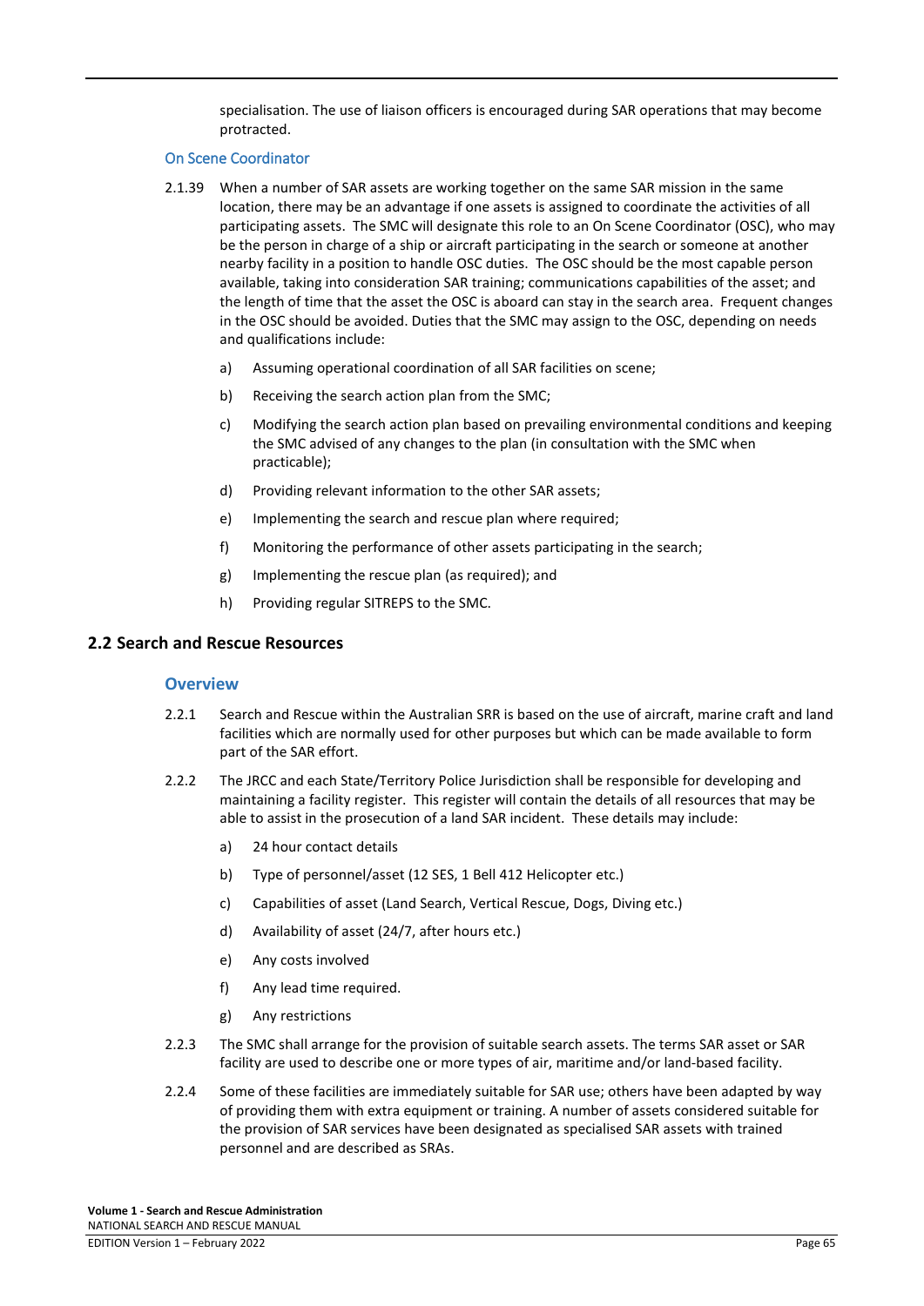specialisation. The use of liaison officers is encouraged during SAR operations that may become protracted.

### On Scene Coordinator

2.1.39 When a number of SAR assets are working together on the same SAR mission in the same location, there may be an advantage if one assets is assigned to coordinate the activities of all participating assets. The SMC will designate this role to an On Scene Coordinator (OSC), who may be the person in charge of a ship or aircraft participating in the search or someone at another nearby facility in a position to handle OSC duties. The OSC should be the most capable person available, taking into consideration SAR training; communications capabilities of the asset; and the length of time that the asset the OSC is aboard can stay in the search area. Frequent changes in the OSC should be avoided. Duties that the SMC may assign to the OSC, depending on needs and qualifications include:

a) Assuming operational coordination of all SAR facilities on scene;

b) Receiving the search action plan from the SMC;

c) Modifying the search action plan based on prevailing environmental conditions and keeping the SMC advised of any changes to the plan (in consultation with the SMC when practicable);

d) Providing relevant information to the other SAR assets;

e) Implementing the search and rescue plan where required;

f) Monitoring the performance of other assets participating in the search;

g) Implementing the rescue plan (as required); and

h) Providing regular SITREPS to the SMC.

## 2.2 Search and Rescue Resources

### Overview

2.2.1 Search and Rescue within the Australian SRR is based on the use of aircraft, marine craft and land facilities which are normally used for other purposes but which can be made available to form part of the SAR effort.

2.2.2 The JRCC and each State/Territory Police Jurisdiction shall be responsible for developing and maintaining a facility register. This register will contain the details of all resources that may be able to assist in the prosecution of a land SAR incident. These details may include:

a) 24 hour contact details

b) Type of personnel/asset (12 SES, 1 Bell 412 Helicopter etc.)

c) Capabilities of asset (Land Search, Vertical Rescue, Dogs, Diving etc.)

d) Availability of asset (24/7, after hours etc.)

e) Any costs involved

f) Any lead time required.

g) Any restrictions

2.2.3 The SMC shall arrange for the provision of suitable search assets. The terms SAR asset or SAR facility are used to describe one or more types of air, maritime and/or land-based facility.

2.2.4 Some of these facilities are immediately suitable for SAR use; others have been adapted by way of providing them with extra equipment or training. A number of assets considered suitable for the provision of SAR services have been designated as specialised SAR assets with trained personnel and are described as SRAs.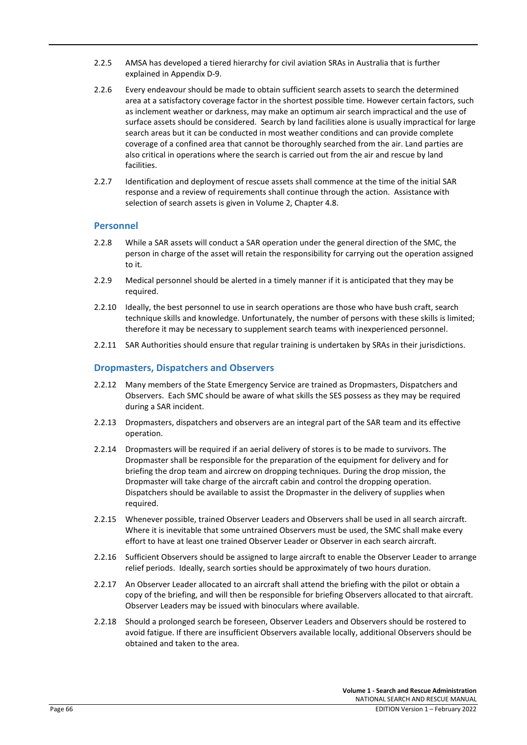2.2.5 AMSA has developed a tiered hierarchy for civil aviation SRAs in Australia that is further explained in Appendix D-9.

2.2.6 Every endeavour should be made to obtain sufficient search assets to search the determined area at a satisfactory coverage factor in the shortest possible time. However certain factors, such as inclement weather or darkness, may make an optimum air search impractical and the use of surface assets should be considered. Search by land facilities alone is usually impractical for large search areas but it can be conducted in most weather conditions and can provide complete coverage of a confined area that cannot be thoroughly searched from the air. Land parties are also critical in operations where the search is carried out from the air and rescue by land facilities.

2.2.7 Identification and deployment of rescue assets shall commence at the time of the initial SAR response and a review of requirements shall continue through the action. Assistance with selection of search assets is given in Volume 2, Chapter 4.8.

### Personnel

2.2.8 While a SAR assets will conduct a SAR operation under the general direction of the SMC, the person in charge of the asset will retain the responsibility for carrying out the operation assigned to it.

2.2.9 Medical personnel should be alerted in a timely manner if it is anticipated that they may be required.

2.2.10 Ideally, the best personnel to use in search operations are those who have bush craft, search technique skills and knowledge. Unfortunately, the number of persons with these skills is limited; therefore it may be necessary to supplement search teams with inexperienced personnel.

2.2.11 SAR Authorities should ensure that regular training is undertaken by SRAs in their jurisdictions.

### Dropmasters, Dispatchers and Observers

2.2.12 Many members of the State Emergency Service are trained as Dropmasters, Dispatchers and Observers. Each SMC should be aware of what skills the SES possess as they may be required during a SAR incident.

2.2.13 Dropmasters, dispatchers and observers are an integral part of the SAR team and its effective operation.

2.2.14 Dropmasters will be required if an aerial delivery of stores is to be made to survivors. The Dropmaster shall be responsible for the preparation of the equipment for delivery and for briefing the drop team and aircrew on dropping techniques. During the drop mission, the Dropmaster will take charge of the aircraft cabin and control the dropping operation. Dispatchers should be available to assist the Dropmaster in the delivery of supplies when required.

2.2.15 Whenever possible, trained Observer Leaders and Observers shall be used in all search aircraft. Where it is inevitable that some untrained Observers must be used, the SMC shall make every effort to have at least one trained Observer Leader or Observer in each search aircraft.

2.2.16 Sufficient Observers should be assigned to large aircraft to enable the Observer Leader to arrange relief periods. Ideally, search sorties should be approximately of two hours duration.

2.2.17 An Observer Leader allocated to an aircraft shall attend the briefing with the pilot or obtain a copy of the briefing, and will then be responsible for briefing Observers allocated to that aircraft. Observer Leaders may be issued with binoculars where available.

2.2.18 Should a prolonged search be foreseen, Observer Leaders and Observers should be rostered to avoid fatigue. If there are insufficient Observers available locally, additional Observers should be obtained and taken to the area.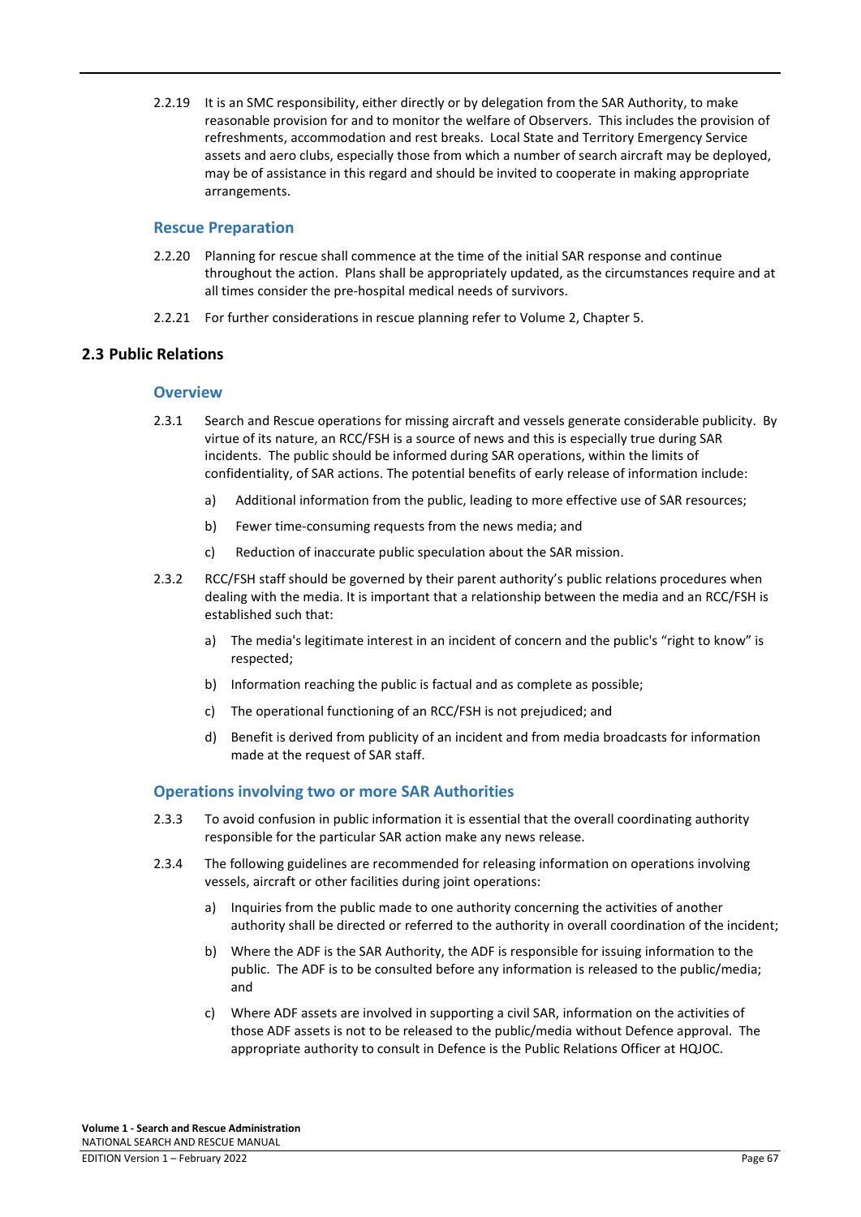2.2.19 It is an SMC responsibility, either directly or by delegation from the SAR Authority, to make reasonable provision for and to monitor the welfare of Observers. This includes the provision of refreshments, accommodation and rest breaks. Local State and Territory Emergency Service assets and aero clubs, especially those from which a number of search aircraft may be deployed, may be of assistance in this regard and should be invited to cooperate in making appropriate arrangements.

### Rescue Preparation

2.2.20 Planning for rescue shall commence at the time of the initial SAR response and continue throughout the action. Plans shall be appropriately updated, as the circumstances require and at all times consider the pre-hospital medical needs of survivors.

2.2.21 For further considerations in rescue planning refer to Volume 2, Chapter 5.

## 2.3 Public Relations

### Overview

2.3.1 Search and Rescue operations for missing aircraft and vessels generate considerable publicity. By virtue of its nature, an RCC/FSH is a source of news and this is especially true during SAR incidents. The public should be informed during SAR operations, within the limits of confidentiality, of SAR actions. The potential benefits of early release of information include:

a) Additional information from the public, leading to more effective use of SAR resources;

b) Fewer time-consuming requests from the news media; and

c) Reduction of inaccurate public speculation about the SAR mission.

2.3.2 RCC/FSH staff should be governed by their parent authority's public relations procedures when dealing with the media. It is important that a relationship between the media and an RCC/FSH is established such that:

a) The media's legitimate interest in an incident of concern and the public's "right to know" is respected;

b) Information reaching the public is factual and as complete as possible;

c) The operational functioning of an RCC/FSH is not prejudiced; and

d) Benefit is derived from publicity of an incident and from media broadcasts for information made at the request of SAR staff.

### Operations involving two or more SAR Authorities

2.3.3 To avoid confusion in public information it is essential that the overall coordinating authority responsible for the particular SAR action make any news release.

2.3.4 The following guidelines are recommended for releasing information on operations involving vessels, aircraft or other facilities during joint operations:

a) Inquiries from the public made to one authority concerning the activities of another authority shall be directed or referred to the authority in overall coordination of the incident;

b) Where the ADF is the SAR Authority, the ADF is responsible for issuing information to the public. The ADF is to be consulted before any information is released to the public/media; and

c) Where ADF assets are involved in supporting a civil SAR, information on the activities of those ADF assets is not to be released to the public/media without Defence approval. The appropriate authority to consult in Defence is the Public Relations Officer at HQJOC.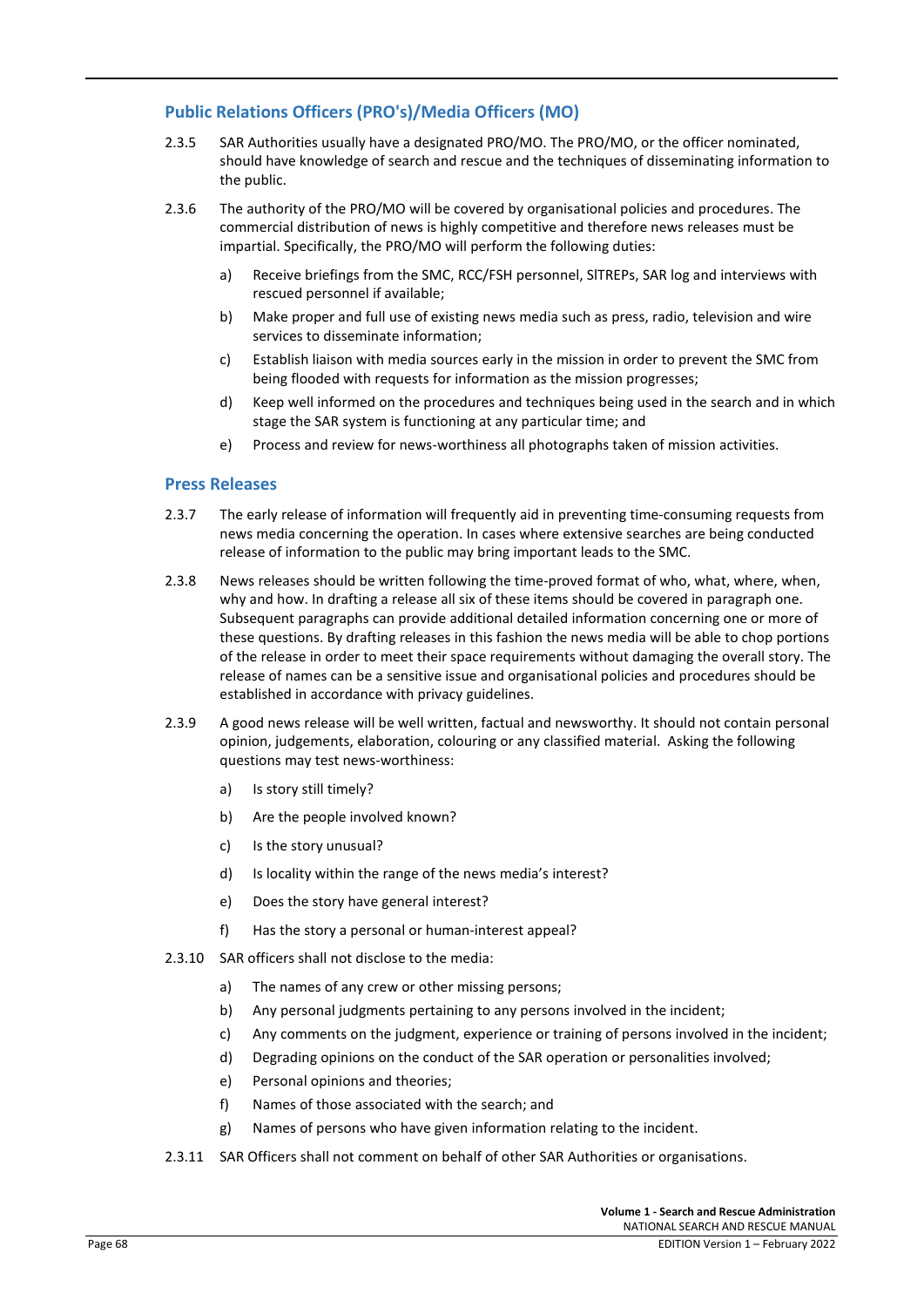## Public Relations Officers (PRO's)/Media Officers (MO)

2.3.5 SAR Authorities usually have a designated PRO/MO. The PRO/MO, or the officer nominated, should have knowledge of search and rescue and the techniques of disseminating information to the public.

2.3.6 The authority of the PRO/MO will be covered by organisational policies and procedures. The commercial distribution of news is highly competitive and therefore news releases must be impartial. Specifically, the PRO/MO will perform the following duties:

a) Receive briefings from the SMC, RCC/FSH personnel, SITREPs, SAR log and interviews with rescued personnel if available;

b) Make proper and full use of existing news media such as press, radio, television and wire services to disseminate information;

c) Establish liaison with media sources early in the mission in order to prevent the SMC from being flooded with requests for information as the mission progresses;

d) Keep well informed on the procedures and techniques being used in the search and in which stage the SAR system is functioning at any particular time; and

e) Process and review for news-worthiness all photographs taken of mission activities.

## Press Releases

2.3.7 The early release of information will frequently aid in preventing time-consuming requests from news media concerning the operation. In cases where extensive searches are being conducted release of information to the public may bring important leads to the SMC.

2.3.8 News releases should be written following the time-proved format of who, what, where, when, why and how. In drafting a release all six of these items should be covered in paragraph one. Subsequent paragraphs can provide additional detailed information concerning one or more of these questions. By drafting releases in this fashion the news media will be able to chop portions of the release in order to meet their space requirements without damaging the overall story. The release of names can be a sensitive issue and organisational policies and procedures should be established in accordance with privacy guidelines.

2.3.9 A good news release will be well written, factual and newsworthy. It should not contain personal opinion, judgements, elaboration, colouring or any classified material. Asking the following questions may test news-worthiness:

a) Is story still timely?

b) Are the people involved known?

c) Is the story unusual?

d) Is locality within the range of the news media's interest?

e) Does the story have general interest?

f) Has the story a personal or human-interest appeal?

2.3.10 SAR officers shall not disclose to the media:

a) The names of any crew or other missing persons;

b) Any personal judgments pertaining to any persons involved in the incident;

c) Any comments on the judgment, experience or training of persons involved in the incident;

d) Degrading opinions on the conduct of the SAR operation or personalities involved;

e) Personal opinions and theories;

f) Names of those associated with the search; and

g) Names of persons who have given information relating to the incident.

2.3.11 SAR Officers shall not comment on behalf of other SAR Authorities or organisations.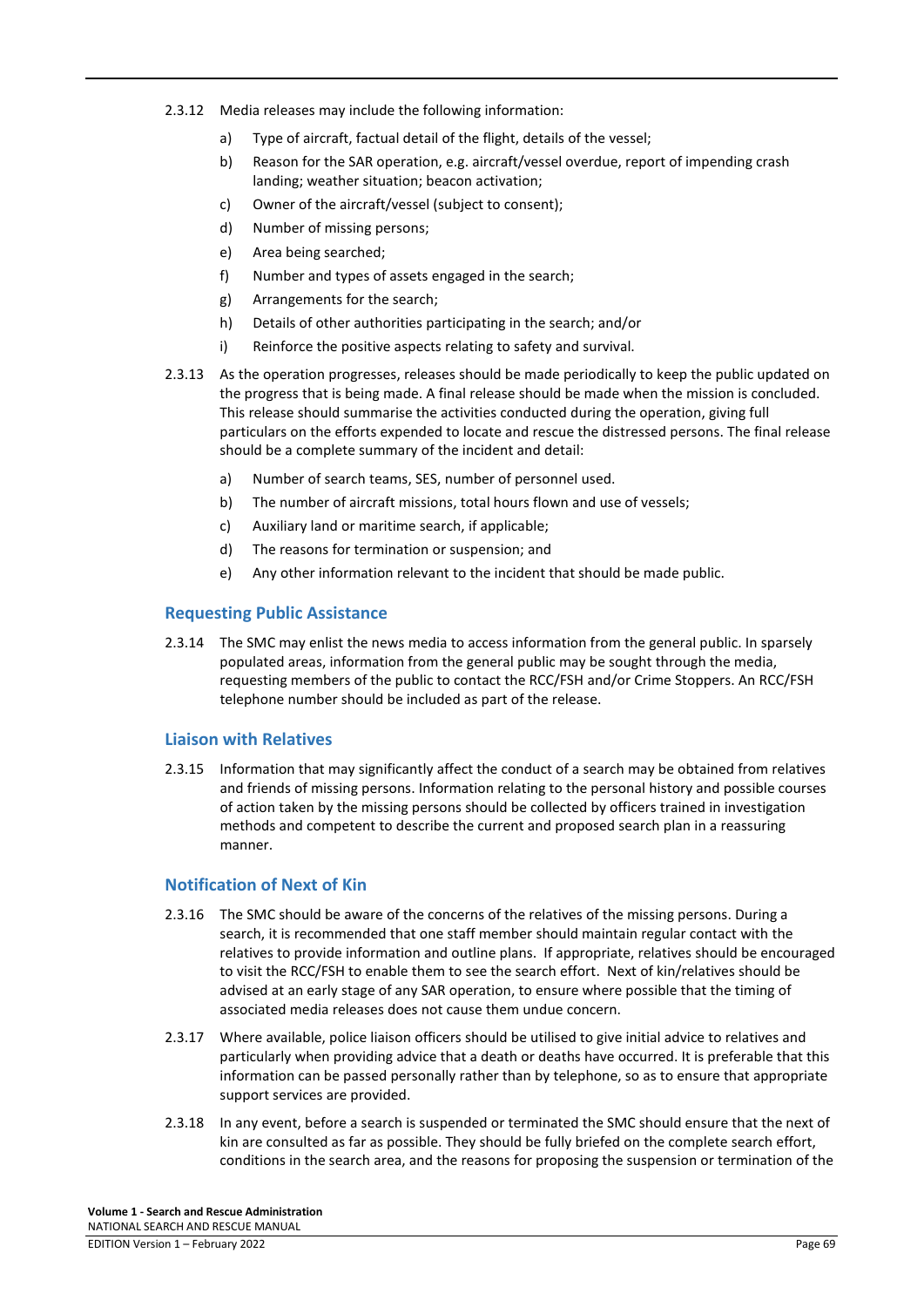2.3.12 Media releases may include the following information:

a) Type of aircraft, factual detail of the flight, details of the vessel;

b) Reason for the SAR operation, e.g. aircraft/vessel overdue, report of impending crash landing; weather situation; beacon activation;

c) Owner of the aircraft/vessel (subject to consent);

d) Number of missing persons;

e) Area being searched;

f) Number and types of assets engaged in the search;

g) Arrangements for the search;

h) Details of other authorities participating in the search; and/or

i) Reinforce the positive aspects relating to safety and survival.

2.3.13 As the operation progresses, releases should be made periodically to keep the public updated on the progress that is being made. A final release should be made when the mission is concluded. This release should summarise the activities conducted during the operation, giving full particulars on the efforts expended to locate and rescue the distressed persons. The final release should be a complete summary of the incident and detail:

a) Number of search teams, SES, number of personnel used.

b) The number of aircraft missions, total hours flown and use of vessels;

c) Auxiliary land or maritime search, if applicable;

d) The reasons for termination or suspension; and

e) Any other information relevant to the incident that should be made public.

### Requesting Public Assistance

2.3.14 The SMC may enlist the news media to access information from the general public. In sparsely populated areas, information from the general public may be sought through the media, requesting members of the public to contact the RCC/FSH and/or Crime Stoppers. An RCC/FSH telephone number should be included as part of the release.

### Liaison with Relatives

2.3.15 Information that may significantly affect the conduct of a search may be obtained from relatives and friends of missing persons. Information relating to the personal history and possible courses of action taken by the missing persons should be collected by officers trained in investigation methods and competent to describe the current and proposed search plan in a reassuring manner.

### Notification of Next of Kin

2.3.16 The SMC should be aware of the concerns of the relatives of the missing persons. During a search, it is recommended that one staff member should maintain regular contact with the relatives to provide information and outline plans. If appropriate, relatives should be encouraged to visit the RCC/FSH to enable them to see the search effort. Next of kin/relatives should be advised at an early stage of any SAR operation, to ensure where possible that the timing of associated media releases does not cause them undue concern.

2.3.17 Where available, police liaison officers should be utilised to give initial advice to relatives and particularly when providing advice that a death or deaths have occurred. It is preferable that this information can be passed personally rather than by telephone, so as to ensure that appropriate support services are provided.

2.3.18 In any event, before a search is suspended or terminated the SMC should ensure that the next of kin are consulted as far as possible. They should be fully briefed on the complete search effort, conditions in the search area, and the reasons for proposing the suspension or termination of the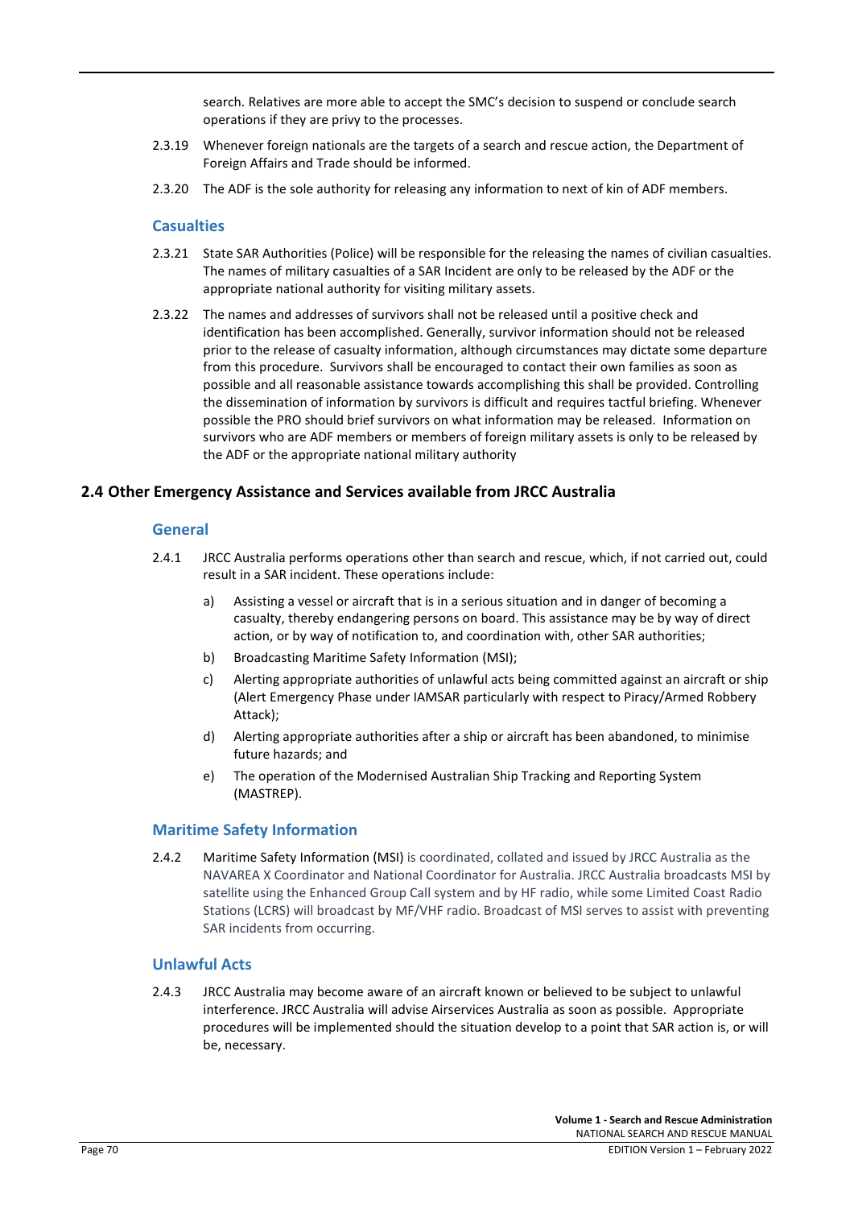search. Relatives are more able to accept the SMC's decision to suspend or conclude search operations if they are privy to the processes.

2.3.19 Whenever foreign nationals are the targets of a search and rescue action, the Department of Foreign Affairs and Trade should be informed.

2.3.20 The ADF is the sole authority for releasing any information to next of kin of ADF members.

### Casualties

2.3.21 State SAR Authorities (Police) will be responsible for the releasing the names of civilian casualties. The names of military casualties of a SAR Incident are only to be released by the ADF or the appropriate national authority for visiting military assets.

2.3.22 The names and addresses of survivors shall not be released until a positive check and identification has been accomplished. Generally, survivor information should not be released prior to the release of casualty information, although circumstances may dictate some departure from this procedure. Survivors shall be encouraged to contact their own families as soon as possible and all reasonable assistance towards accomplishing this shall be provided. Controlling the dissemination of information by survivors is difficult and requires tactful briefing. Whenever possible the PRO should brief survivors on what information may be released. Information on survivors who are ADF members or members of foreign military assets is only to be released by the ADF or the appropriate national military authority

## 2.4 Other Emergency Assistance and Services available from JRCC Australia

### General

2.4.1 JRCC Australia performs operations other than search and rescue, which, if not carried out, could result in a SAR incident. These operations include:

a) Assisting a vessel or aircraft that is in a serious situation and in danger of becoming a casualty, thereby endangering persons on board. This assistance may be by way of direct action, or by way of notification to, and coordination with, other SAR authorities;

b) Broadcasting Maritime Safety Information (MSI);

c) Alerting appropriate authorities of unlawful acts being committed against an aircraft or ship (Alert Emergency Phase under IAMSAR particularly with respect to Piracy/Armed Robbery Attack);

d) Alerting appropriate authorities after a ship or aircraft has been abandoned, to minimise future hazards; and

e) The operation of the Modernised Australian Ship Tracking and Reporting System (MASTREP).

### Maritime Safety Information

2.4.2 Maritime Safety Information (MSI) is coordinated, collated and issued by JRCC Australia as the NAVAREA X Coordinator and National Coordinator for Australia. JRCC Australia broadcasts MSI by satellite using the Enhanced Group Call system and by HF radio, while some Limited Coast Radio Stations (LCRS) will broadcast by MF/VHF radio. Broadcast of MSI serves to assist with preventing SAR incidents from occurring.

### Unlawful Acts

2.4.3 JRCC Australia may become aware of an aircraft known or believed to be subject to unlawful interference. JRCC Australia will advise Airservices Australia as soon as possible. Appropriate procedures will be implemented should the situation develop to a point that SAR action is, or will be, necessary.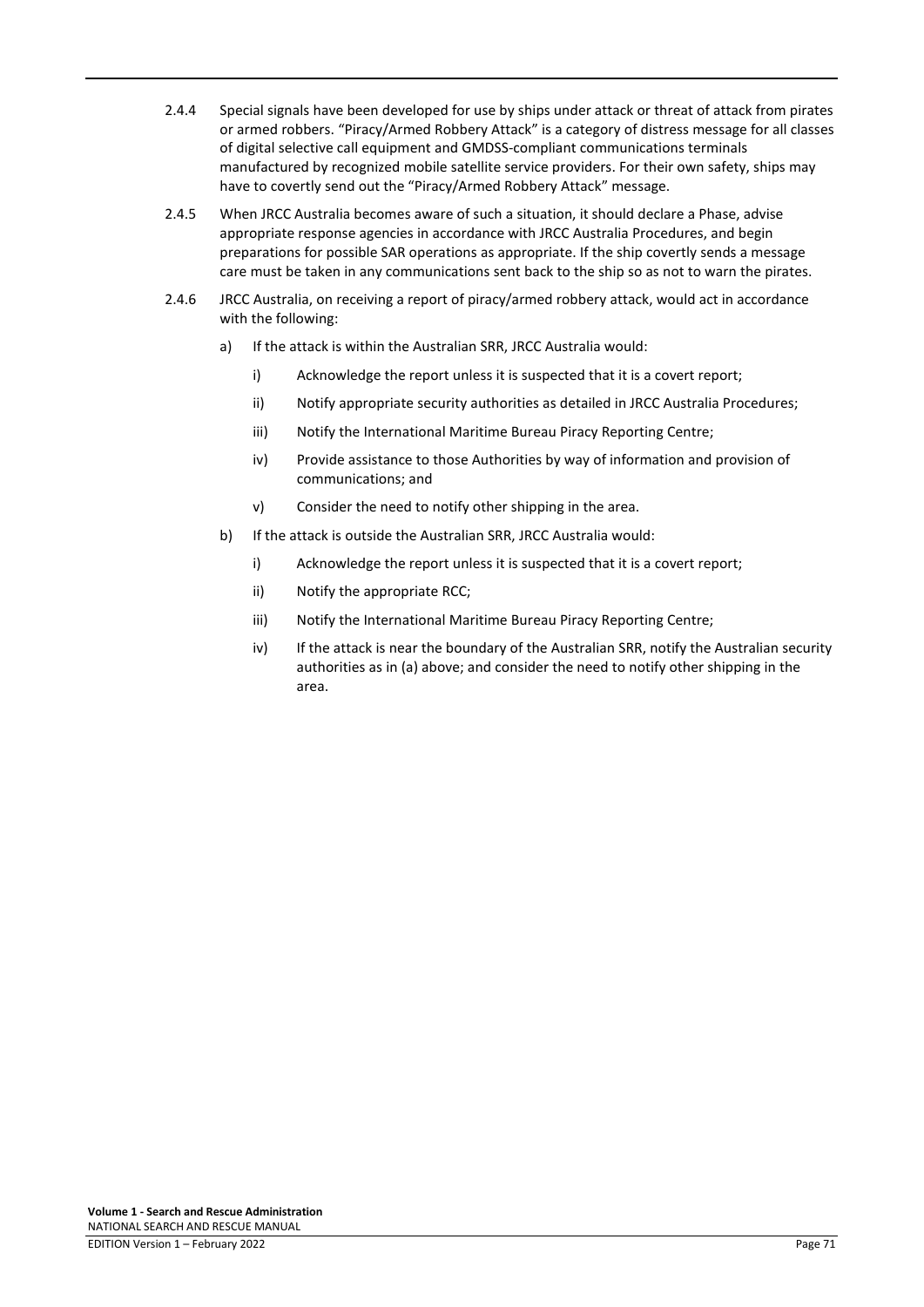2.4.4 Special signals have been developed for use by ships under attack or threat of attack from pirates or armed robbers. “Piracy/Armed Robbery Attack” is a category of distress message for all classes of digital selective call equipment and GMDSS-compliant communications terminals manufactured by recognized mobile satellite service providers. For their own safety, ships may have to covertly send out the “Piracy/Armed Robbery Attack” message.

2.4.5 When JRCC Australia becomes aware of such a situation, it should declare a Phase, advise appropriate response agencies in accordance with JRCC Australia Procedures, and begin preparations for possible SAR operations as appropriate. If the ship covertly sends a message care must be taken in any communications sent back to the ship so as not to warn the pirates.

2.4.6 JRCC Australia, on receiving a report of piracy/armed robbery attack, would act in accordance with the following:

a) If the attack is within the Australian SRR, JRCC Australia would:

   i) Acknowledge the report unless it is suspected that it is a covert report;

   ii) Notify appropriate security authorities as detailed in JRCC Australia Procedures;

   iii) Notify the International Maritime Bureau Piracy Reporting Centre;

   iv) Provide assistance to those Authorities by way of information and provision of communications; and

   v) Consider the need to notify other shipping in the area.

b) If the attack is outside the Australian SRR, JRCC Australia would:

   i) Acknowledge the report unless it is suspected that it is a covert report;

   ii) Notify the appropriate RCC;

   iii) Notify the International Maritime Bureau Piracy Reporting Centre;

   iv) If the attack is near the boundary of the Australian SRR, notify the Australian security authorities as in (a) above; and consider the need to notify other shipping in the area.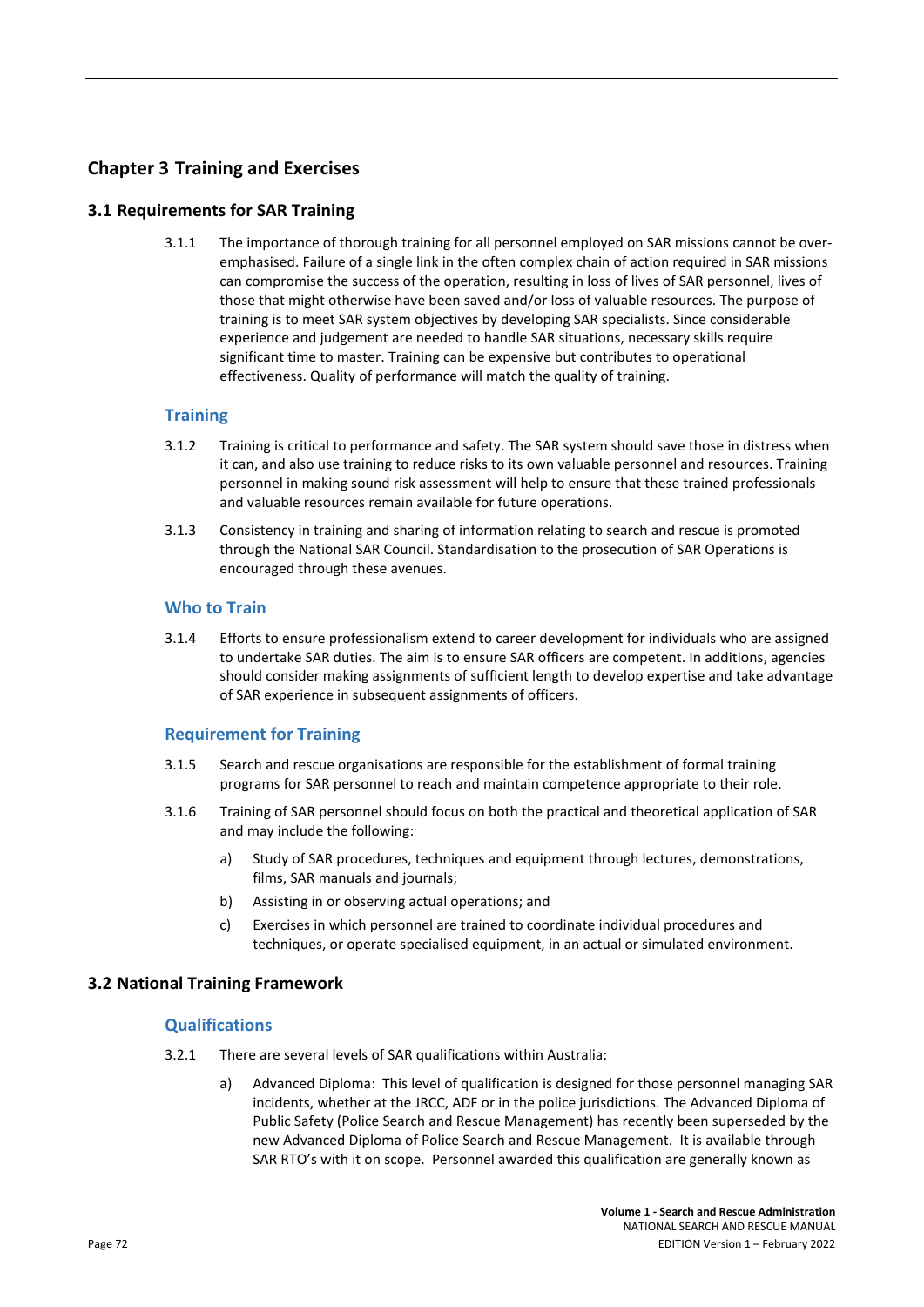# Chapter 3 Training and Exercises

## 3.1 Requirements for SAR Training

3.1.1 The importance of thorough training for all personnel employed on SAR missions cannot be over-emphasised. Failure of a single link in the often complex chain of action required in SAR missions can compromise the success of the operation, resulting in loss of lives of SAR personnel, lives of those that might otherwise have been saved and/or loss of valuable resources. The purpose of training is to meet SAR system objectives by developing SAR specialists. Since considerable experience and judgement are needed to handle SAR situations, necessary skills require significant time to master. Training can be expensive but contributes to operational effectiveness. Quality of performance will match the quality of training.

### Training

3.1.2 Training is critical to performance and safety. The SAR system should save those in distress when it can, and also use training to reduce risks to its own valuable personnel and resources. Training personnel in making sound risk assessment will help to ensure that these trained professionals and valuable resources remain available for future operations.

3.1.3 Consistency in training and sharing of information relating to search and rescue is promoted through the National SAR Council. Standardisation to the prosecution of SAR Operations is encouraged through these avenues.

### Who to Train

3.1.4 Efforts to ensure professionalism extend to career development for individuals who are assigned to undertake SAR duties. The aim is to ensure SAR officers are competent. In additions, agencies should consider making assignments of sufficient length to develop expertise and take advantage of SAR experience in subsequent assignments of officers.

### Requirement for Training

3.1.5 Search and rescue organisations are responsible for the establishment of formal training programs for SAR personnel to reach and maintain competence appropriate to their role.

3.1.6 Training of SAR personnel should focus on both the practical and theoretical application of SAR and may include the following:

a) Study of SAR procedures, techniques and equipment through lectures, demonstrations, films, SAR manuals and journals;

b) Assisting in or observing actual operations; and

c) Exercises in which personnel are trained to coordinate individual procedures and techniques, or operate specialised equipment, in an actual or simulated environment.

## 3.2 National Training Framework

### Qualifications

3.2.1 There are several levels of SAR qualifications within Australia:

a) Advanced Diploma: This level of qualification is designed for those personnel managing SAR incidents, whether at the JRCC, ADF or in the police jurisdictions. The Advanced Diploma of Public Safety (Police Search and Rescue Management) has recently been superseded by the new Advanced Diploma of Police Search and Rescue Management. It is available through SAR RTO's with it on scope. Personnel awarded this qualification are generally known as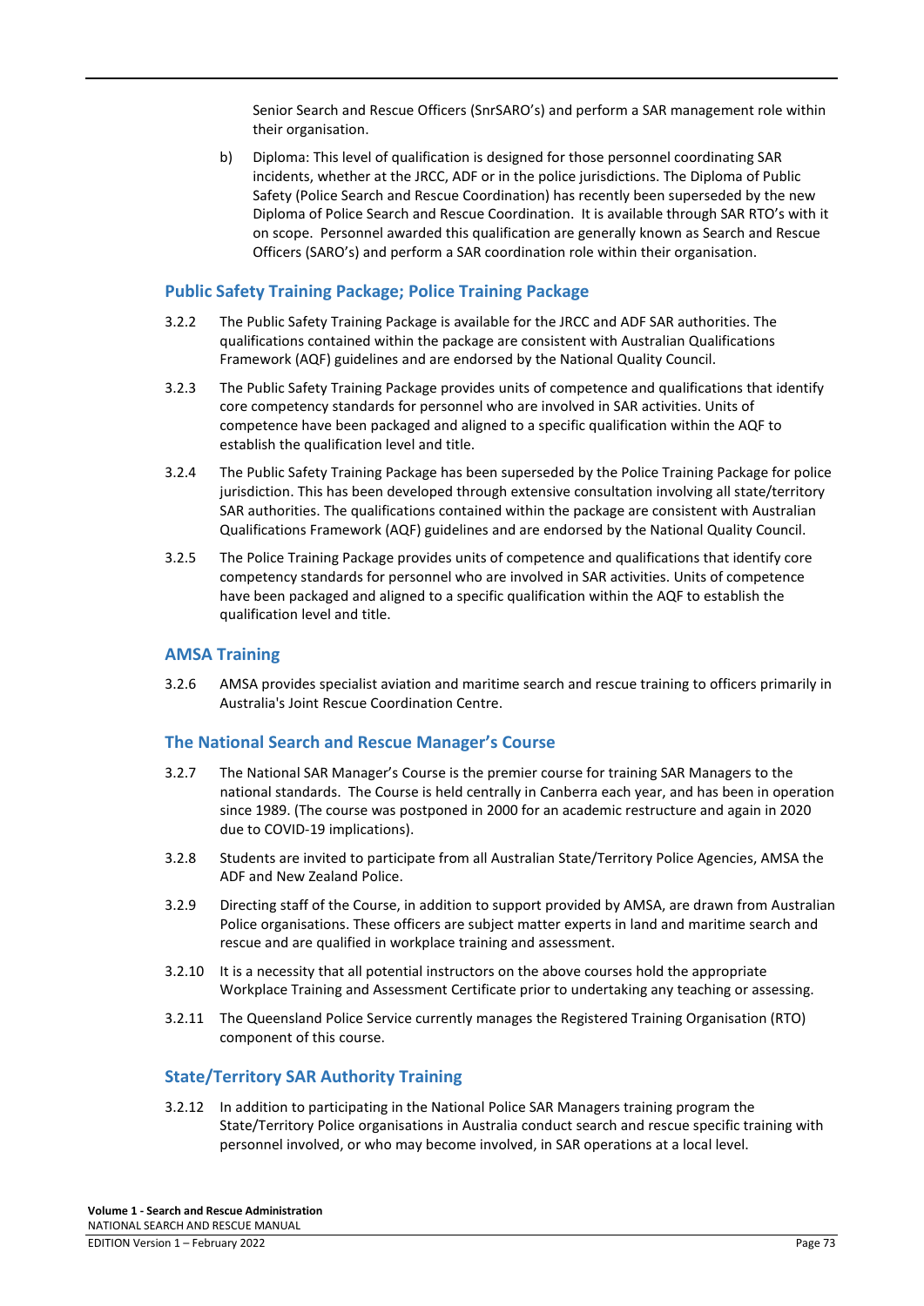Senior Search and Rescue Officers (SnrSARO's) and perform a SAR management role within their organisation.

b) Diploma: This level of qualification is designed for those personnel coordinating SAR incidents, whether at the JRCC, ADF or in the police jurisdictions. The Diploma of Public Safety (Police Search and Rescue Coordination) has recently been superseded by the new Diploma of Police Search and Rescue Coordination. It is available through SAR RTO's with it on scope. Personnel awarded this qualification are generally known as Search and Rescue Officers (SARO's) and perform a SAR coordination role within their organisation.

### Public Safety Training Package; Police Training Package

3.2.2 The Public Safety Training Package is available for the JRCC and ADF SAR authorities. The qualifications contained within the package are consistent with Australian Qualifications Framework (AQF) guidelines and are endorsed by the National Quality Council.

3.2.3 The Public Safety Training Package provides units of competence and qualifications that identify core competency standards for personnel who are involved in SAR activities. Units of competence have been packaged and aligned to a specific qualification within the AQF to establish the qualification level and title.

3.2.4 The Public Safety Training Package has been superseded by the Police Training Package for police jurisdiction. This has been developed through extensive consultation involving all state/territory SAR authorities. The qualifications contained within the package are consistent with Australian Qualifications Framework (AQF) guidelines and are endorsed by the National Quality Council.

3.2.5 The Police Training Package provides units of competence and qualifications that identify core competency standards for personnel who are involved in SAR activities. Units of competence have been packaged and aligned to a specific qualification within the AQF to establish the qualification level and title.

### AMSA Training

3.2.6 AMSA provides specialist aviation and maritime search and rescue training to officers primarily in Australia's Joint Rescue Coordination Centre.

### The National Search and Rescue Manager's Course

3.2.7 The National SAR Manager's Course is the premier course for training SAR Managers to the national standards. The Course is held centrally in Canberra each year, and has been in operation since 1989. (The course was postponed in 2000 for an academic restructure and again in 2020 due to COVID-19 implications).

3.2.8 Students are invited to participate from all Australian State/Territory Police Agencies, AMSA the ADF and New Zealand Police.

3.2.9 Directing staff of the Course, in addition to support provided by AMSA, are drawn from Australian Police organisations. These officers are subject matter experts in land and maritime search and rescue and are qualified in workplace training and assessment.

3.2.10 It is a necessity that all potential instructors on the above courses hold the appropriate Workplace Training and Assessment Certificate prior to undertaking any teaching or assessing.

3.2.11 The Queensland Police Service currently manages the Registered Training Organisation (RTO) component of this course.

### State/Territory SAR Authority Training

3.2.12 In addition to participating in the National Police SAR Managers training program the State/Territory Police organisations in Australia conduct search and rescue specific training with personnel involved, or who may become involved, in SAR operations at a local level.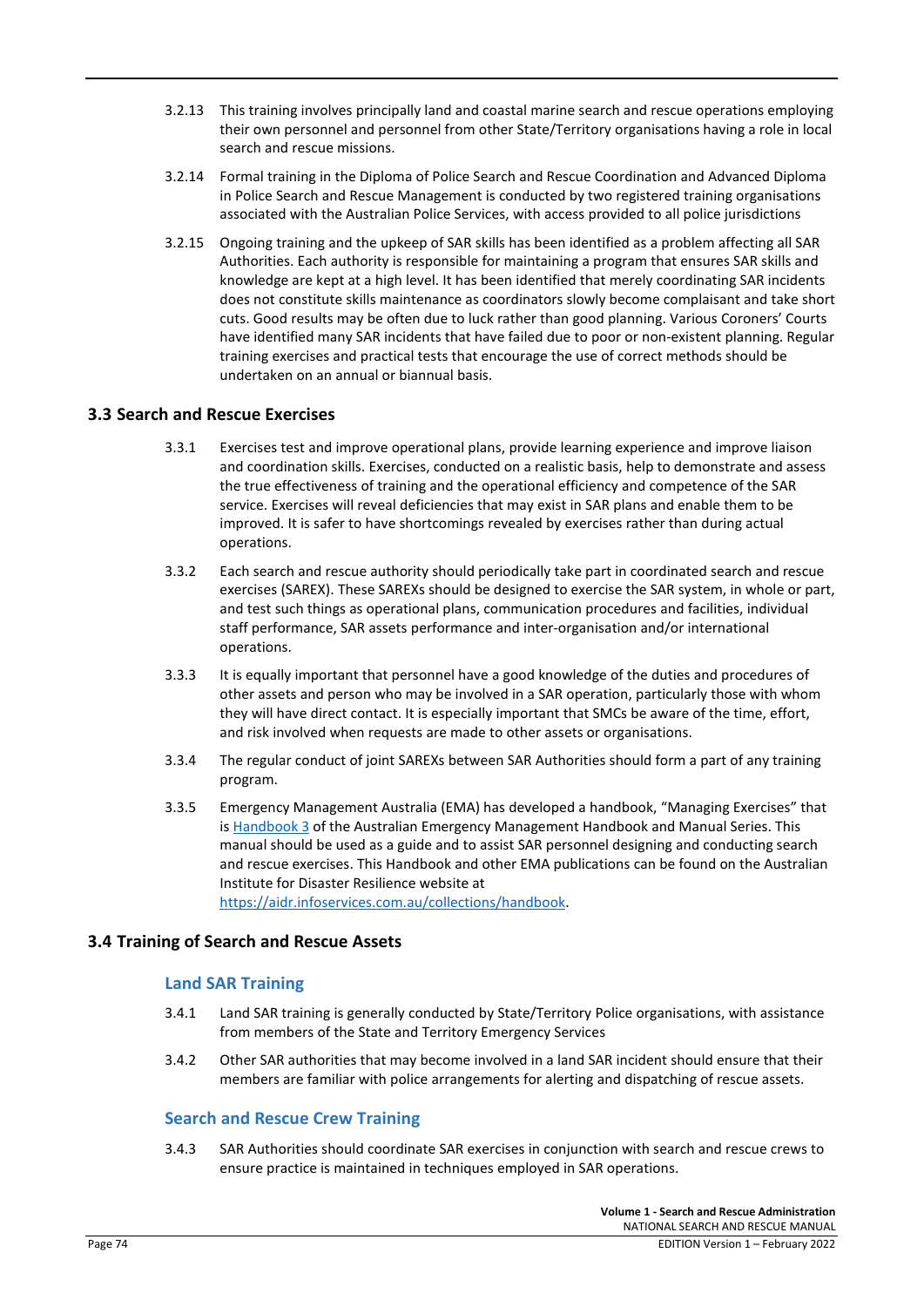3.2.13 This training involves principally land and coastal marine search and rescue operations employing their own personnel and personnel from other State/Territory organisations having a role in local search and rescue missions.

3.2.14 Formal training in the Diploma of Police Search and Rescue Coordination and Advanced Diploma in Police Search and Rescue Management is conducted by two registered training organisations associated with the Australian Police Services, with access provided to all police jurisdictions

3.2.15 Ongoing training and the upkeep of SAR skills has been identified as a problem affecting all SAR Authorities. Each authority is responsible for maintaining a program that ensures SAR skills and knowledge are kept at a high level. It has been identified that merely coordinating SAR incidents does not constitute skills maintenance as coordinators slowly become complaisant and take short cuts. Good results may be often due to luck rather than good planning. Various Coroners' Courts have identified many SAR incidents that have failed due to poor or non-existent planning. Regular training exercises and practical tests that encourage the use of correct methods should be undertaken on an annual or biannual basis.

## 3.3 Search and Rescue Exercises

3.3.1 Exercises test and improve operational plans, provide learning experience and improve liaison and coordination skills. Exercises, conducted on a realistic basis, help to demonstrate and assess the true effectiveness of training and the operational efficiency and competence of the SAR service. Exercises will reveal deficiencies that may exist in SAR plans and enable them to be improved. It is safer to have shortcomings revealed by exercises rather than during actual operations.

3.3.2 Each search and rescue authority should periodically take part in coordinated search and rescue exercises (SAREX). These SAREXs should be designed to exercise the SAR system, in whole or part, and test such things as operational plans, communication procedures and facilities, individual staff performance, SAR assets performance and inter-organisation and/or international operations.

3.3.3 It is equally important that personnel have a good knowledge of the duties and procedures of other assets and person who may be involved in a SAR operation, particularly those with whom they will have direct contact. It is especially important that SMCs be aware of the time, effort, and risk involved when requests are made to other assets or organisations.

3.3.4 The regular conduct of joint SAREXs between SAR Authorities should form a part of any training program.

3.3.5 Emergency Management Australia (EMA) has developed a handbook, "Managing Exercises" that is Handbook 3 of the Australian Emergency Management Handbook and Manual Series. This manual should be used as a guide and to assist SAR personnel designing and conducting search and rescue exercises. This Handbook and other EMA publications can be found on the Australian Institute for Disaster Resilience website at https://aidr.infoservices.com.au/collections/handbook.

## 3.4 Training of Search and Rescue Assets

### Land SAR Training

3.4.1 Land SAR training is generally conducted by State/Territory Police organisations, with assistance from members of the State and Territory Emergency Services

3.4.2 Other SAR authorities that may become involved in a land SAR incident should ensure that their members are familiar with police arrangements for alerting and dispatching of rescue assets.

### Search and Rescue Crew Training

3.4.3 SAR Authorities should coordinate SAR exercises in conjunction with search and rescue crews to ensure practice is maintained in techniques employed in SAR operations.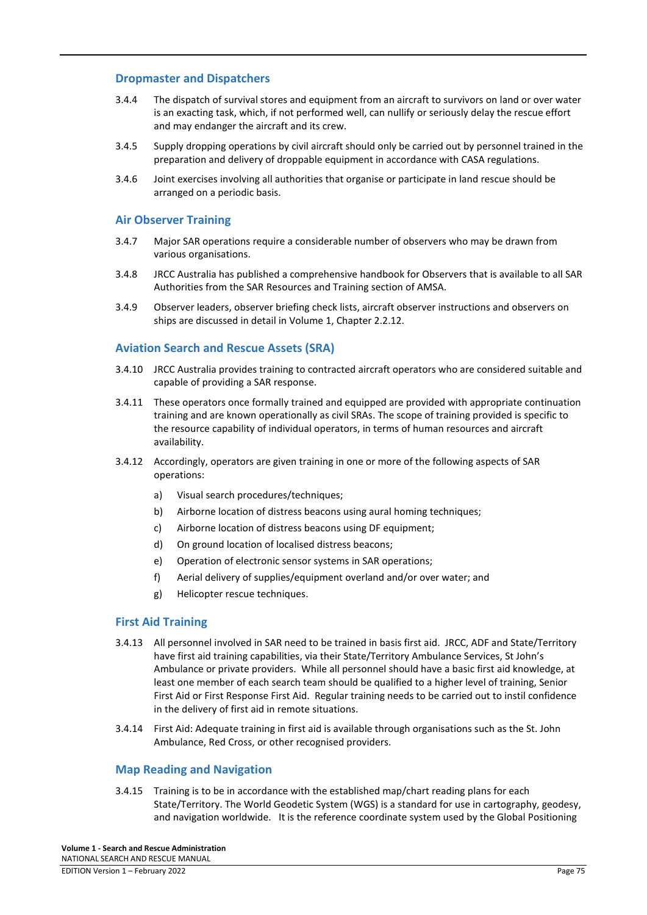## Dropmaster and Dispatchers

3.4.4 The dispatch of survival stores and equipment from an aircraft to survivors on land or over water is an exacting task, which, if not performed well, can nullify or seriously delay the rescue effort and may endanger the aircraft and its crew.

3.4.5 Supply dropping operations by civil aircraft should only be carried out by personnel trained in the preparation and delivery of droppable equipment in accordance with CASA regulations.

3.4.6 Joint exercises involving all authorities that organise or participate in land rescue should be arranged on a periodic basis.

## Air Observer Training

3.4.7 Major SAR operations require a considerable number of observers who may be drawn from various organisations.

3.4.8 JRCC Australia has published a comprehensive handbook for Observers that is available to all SAR Authorities from the SAR Resources and Training section of AMSA.

3.4.9 Observer leaders, observer briefing check lists, aircraft observer instructions and observers on ships are discussed in detail in Volume 1, Chapter 2.2.12.

## Aviation Search and Rescue Assets (SRA)

3.4.10 JRCC Australia provides training to contracted aircraft operators who are considered suitable and capable of providing a SAR response.

3.4.11 These operators once formally trained and equipped are provided with appropriate continuation training and are known operationally as civil SRAs. The scope of training provided is specific to the resource capability of individual operators, in terms of human resources and aircraft availability.

3.4.12 Accordingly, operators are given training in one or more of the following aspects of SAR operations:

a) Visual search procedures/techniques;

b) Airborne location of distress beacons using aural homing techniques;

c) Airborne location of distress beacons using DF equipment;

d) On ground location of localised distress beacons;

e) Operation of electronic sensor systems in SAR operations;

f) Aerial delivery of supplies/equipment overland and/or over water; and

g) Helicopter rescue techniques.

## First Aid Training

3.4.13 All personnel involved in SAR need to be trained in basis first aid. JRCC, ADF and State/Territory have first aid training capabilities, via their State/Territory Ambulance Services, St John's Ambulance or private providers. While all personnel should have a basic first aid knowledge, at least one member of each search team should be qualified to a higher level of training, Senior First Aid or First Response First Aid. Regular training needs to be carried out to instil confidence in the delivery of first aid in remote situations.

3.4.14 First Aid: Adequate training in first aid is available through organisations such as the St. John Ambulance, Red Cross, or other recognised providers.

## Map Reading and Navigation

3.4.15 Training is to be in accordance with the established map/chart reading plans for each State/Territory. The World Geodetic System (WGS) is a standard for use in cartography, geodesy, and navigation worldwide. It is the reference coordinate system used by the Global Positioning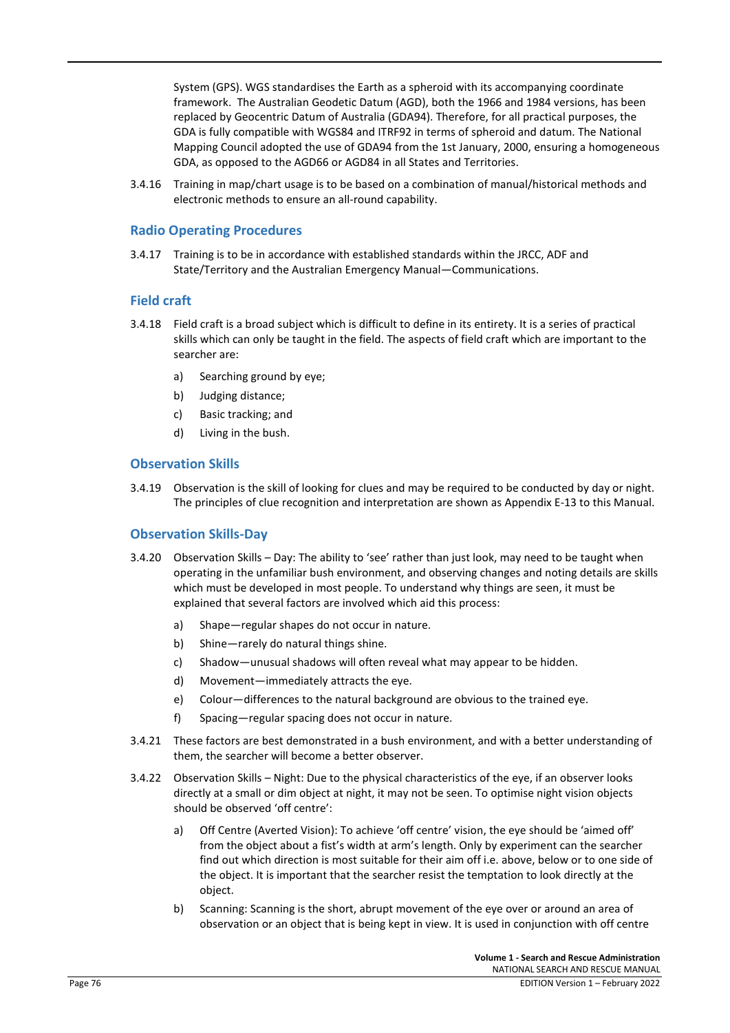System (GPS). WGS standardises the Earth as a spheroid with its accompanying coordinate framework. The Australian Geodetic Datum (AGD), both the 1966 and 1984 versions, has been replaced by Geocentric Datum of Australia (GDA94). Therefore, for all practical purposes, the GDA is fully compatible with WGS84 and ITRF92 in terms of spheroid and datum. The National Mapping Council adopted the use of GDA94 from the 1st January, 2000, ensuring a homogeneous GDA, as opposed to the AGD66 or AGD84 in all States and Territories.

3.4.16 Training in map/chart usage is to be based on a combination of manual/historical methods and electronic methods to ensure an all-round capability.

## Radio Operating Procedures

3.4.17 Training is to be in accordance with established standards within the JRCC, ADF and State/Territory and the Australian Emergency Manual—Communications.

## Field craft

3.4.18 Field craft is a broad subject which is difficult to define in its entirety. It is a series of practical skills which can only be taught in the field. The aspects of field craft which are important to the searcher are:

a) Searching ground by eye;

b) Judging distance;

c) Basic tracking; and

d) Living in the bush.

## Observation Skills

3.4.19 Observation is the skill of looking for clues and may be required to be conducted by day or night. The principles of clue recognition and interpretation are shown as Appendix E-13 to this Manual.

## Observation Skills-Day

3.4.20 Observation Skills – Day: The ability to 'see' rather than just look, may need to be taught when operating in the unfamiliar bush environment, and observing changes and noting details are skills which must be developed in most people. To understand why things are seen, it must be explained that several factors are involved which aid this process:

a) Shape—regular shapes do not occur in nature.

b) Shine—rarely do natural things shine.

c) Shadow—unusual shadows will often reveal what may appear to be hidden.

d) Movement—immediately attracts the eye.

e) Colour—differences to the natural background are obvious to the trained eye.

f) Spacing—regular spacing does not occur in nature.

3.4.21 These factors are best demonstrated in a bush environment, and with a better understanding of them, the searcher will become a better observer.

3.4.22 Observation Skills – Night: Due to the physical characteristics of the eye, if an observer looks directly at a small or dim object at night, it may not be seen. To optimise night vision objects should be observed 'off centre':

a) Off Centre (Averted Vision): To achieve 'off centre' vision, the eye should be 'aimed off' from the object about a fist's width at arm's length. Only by experiment can the searcher find out which direction is most suitable for their aim off i.e. above, below or to one side of the object. It is important that the searcher resist the temptation to look directly at the object.

b) Scanning: Scanning is the short, abrupt movement of the eye over or around an area of observation or an object that is being kept in view. It is used in conjunction with off centre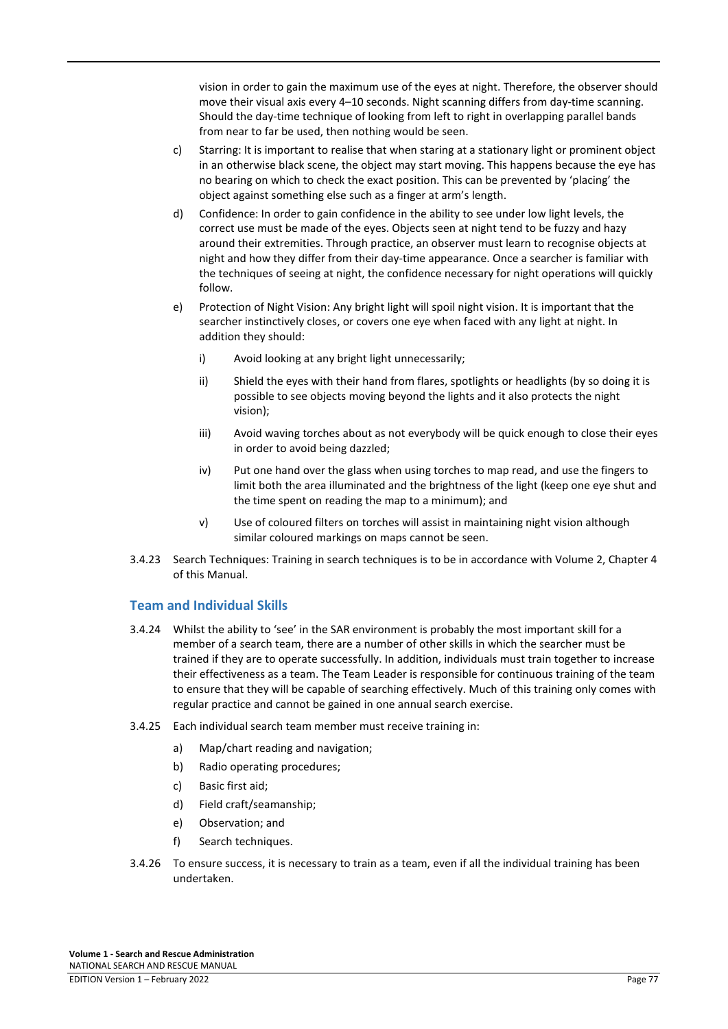vision in order to gain the maximum use of the eyes at night. Therefore, the observer should move their visual axis every 4–10 seconds. Night scanning differs from day-time scanning. Should the day-time technique of looking from left to right in overlapping parallel bands from near to far be used, then nothing would be seen.

c) Starring: It is important to realise that when staring at a stationary light or prominent object in an otherwise black scene, the object may start moving. This happens because the eye has no bearing on which to check the exact position. This can be prevented by 'placing' the object against something else such as a finger at arm's length.

d) Confidence: In order to gain confidence in the ability to see under low light levels, the correct use must be made of the eyes. Objects seen at night tend to be fuzzy and hazy around their extremities. Through practice, an observer must learn to recognise objects at night and how they differ from their day-time appearance. Once a searcher is familiar with the techniques of seeing at night, the confidence necessary for night operations will quickly follow.

e) Protection of Night Vision: Any bright light will spoil night vision. It is important that the searcher instinctively closes, or covers one eye when faced with any light at night. In addition they should:

   i) Avoid looking at any bright light unnecessarily;

   ii) Shield the eyes with their hand from flares, spotlights or headlights (by so doing it is possible to see objects moving beyond the lights and it also protects the night vision);

   iii) Avoid waving torches about as not everybody will be quick enough to close their eyes in order to avoid being dazzled;

   iv) Put one hand over the glass when using torches to map read, and use the fingers to limit both the area illuminated and the brightness of the light (keep one eye shut and the time spent on reading the map to a minimum); and

   v) Use of coloured filters on torches will assist in maintaining night vision although similar coloured markings on maps cannot be seen.

3.4.23 Search Techniques: Training in search techniques is to be in accordance with Volume 2, Chapter 4 of this Manual.

## Team and Individual Skills

3.4.24 Whilst the ability to 'see' in the SAR environment is probably the most important skill for a member of a search team, there are a number of other skills in which the searcher must be trained if they are to operate successfully. In addition, individuals must train together to increase their effectiveness as a team. The Team Leader is responsible for continuous training of the team to ensure that they will be capable of searching effectively. Much of this training only comes with regular practice and cannot be gained in one annual search exercise.

3.4.25 Each individual search team member must receive training in:

a) Map/chart reading and navigation;

b) Radio operating procedures;

c) Basic first aid;

d) Field craft/seamanship;

e) Observation; and

f) Search techniques.

3.4.26 To ensure success, it is necessary to train as a team, even if all the individual training has been undertaken.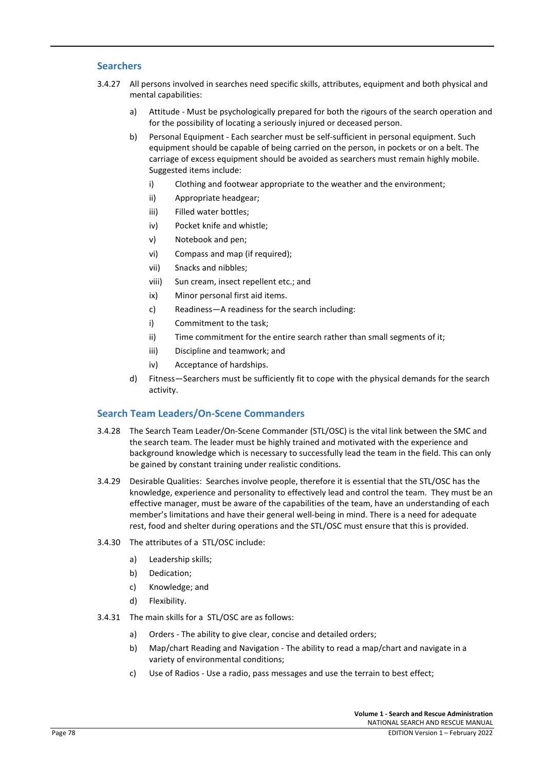## Searchers

3.4.27 All persons involved in searches need specific skills, attributes, equipment and both physical and mental capabilities:

a) Attitude - Must be psychologically prepared for both the rigours of the search operation and for the possibility of locating a seriously injured or deceased person.

b) Personal Equipment - Each searcher must be self-sufficient in personal equipment. Such equipment should be capable of being carried on the person, in pockets or on a belt. The carriage of excess equipment should be avoided as searchers must remain highly mobile. Suggested items include:

   i) Clothing and footwear appropriate to the weather and the environment;

   ii) Appropriate headgear;

   iii) Filled water bottles;

   iv) Pocket knife and whistle;

   v) Notebook and pen;

   vi) Compass and map (if required);

   vii) Snacks and nibbles;

   viii) Sun cream, insect repellent etc.; and

   ix) Minor personal first aid items.

   c) Readiness—A readiness for the search including:

   i) Commitment to the task;

   ii) Time commitment for the entire search rather than small segments of it;

   iii) Discipline and teamwork; and

   iv) Acceptance of hardships.

d) Fitness—Searchers must be sufficiently fit to cope with the physical demands for the search activity.

## Search Team Leaders/On-Scene Commanders

3.4.28 The Search Team Leader/On-Scene Commander (STL/OSC) is the vital link between the SMC and the search team. The leader must be highly trained and motivated with the experience and background knowledge which is necessary to successfully lead the team in the field. This can only be gained by constant training under realistic conditions.

3.4.29 Desirable Qualities: Searches involve people, therefore it is essential that the STL/OSC has the knowledge, experience and personality to effectively lead and control the team. They must be an effective manager, must be aware of the capabilities of the team, have an understanding of each member's limitations and have their general well-being in mind. There is a need for adequate rest, food and shelter during operations and the STL/OSC must ensure that this is provided.

3.4.30 The attributes of a STL/OSC include:

a) Leadership skills;

b) Dedication;

c) Knowledge; and

d) Flexibility.

3.4.31 The main skills for a STL/OSC are as follows:

a) Orders - The ability to give clear, concise and detailed orders;

b) Map/chart Reading and Navigation - The ability to read a map/chart and navigate in a variety of environmental conditions;

c) Use of Radios - Use a radio, pass messages and use the terrain to best effect;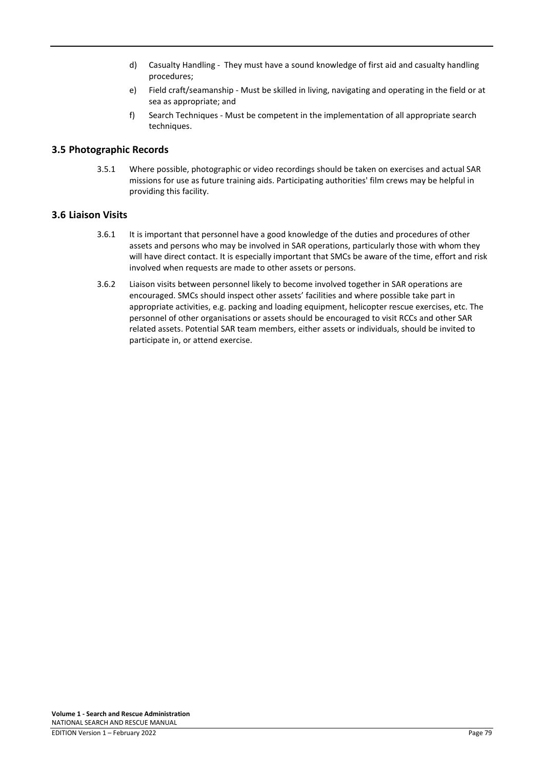d) Casualty Handling - They must have a sound knowledge of first aid and casualty handling procedures;

e) Field craft/seamanship - Must be skilled in living, navigating and operating in the field or at sea as appropriate; and

f) Search Techniques - Must be competent in the implementation of all appropriate search techniques.

## 3.5 Photographic Records

3.5.1 Where possible, photographic or video recordings should be taken on exercises and actual SAR missions for use as future training aids. Participating authorities' film crews may be helpful in providing this facility.

## 3.6 Liaison Visits

3.6.1 It is important that personnel have a good knowledge of the duties and procedures of other assets and persons who may be involved in SAR operations, particularly those with whom they will have direct contact. It is especially important that SMCs be aware of the time, effort and risk involved when requests are made to other assets or persons.

3.6.2 Liaison visits between personnel likely to become involved together in SAR operations are encouraged. SMCs should inspect other assets' facilities and where possible take part in appropriate activities, e.g. packing and loading equipment, helicopter rescue exercises, etc. The personnel of other organisations or assets should be encouraged to visit RCCs and other SAR related assets. Potential SAR team members, either assets or individuals, should be invited to participate in, or attend exercise.